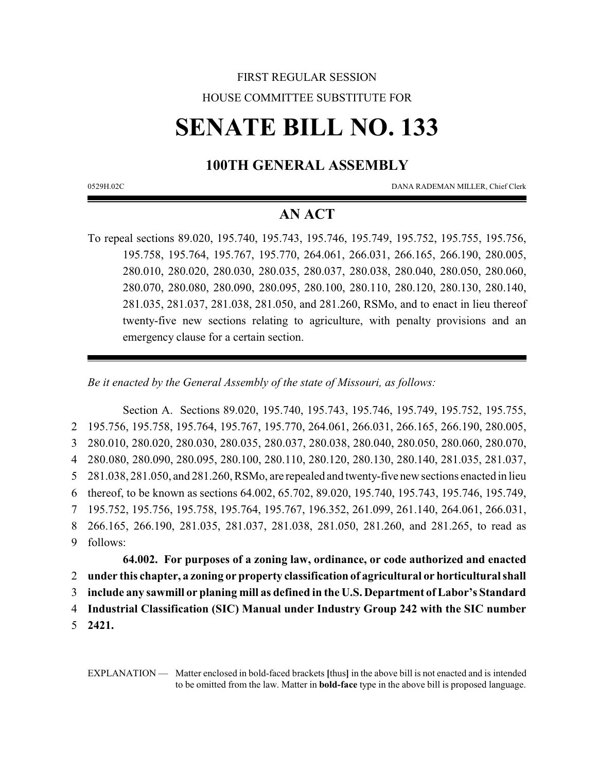FIRST REGULAR SESSION

HOUSE COMMITTEE SUBSTITUTE FOR

# SENATE BILL NO. 133

## 100TH GENERAL ASSEMBLY

0529H.02C DANA RADEMAN MILLER, Chief Clerk

## AN ACT

To repeal sections 89.020, 195.740, 195.743, 195.746, 195.749, 195.752, 195.755, 195.756, 195.758, 195.764, 195.767, 195.770, 264.061, 266.031, 266.165, 266.190, 280.005, 280.010, 280.020, 280.030, 280.035, 280.037, 280.038, 280.040, 280.050, 280.060, 280.070, 280.080, 280.090, 280.095, 280.100, 280.110, 280.120, 280.130, 280.140, 281.035, 281.037, 281.038, 281.050, and 281.260, RSMo, and to enact in lieu thereof twenty-five new sections relating to agriculture, with penalty provisions and an emergency clause for a certain section.

*Be it enacted by the General Assembly of the state of Missouri, as follows:*

Section A. Sections 89.020, 195.740, 195.743, 195.746, 195.749, 195.752, 195.755, 195.756, 195.758, 195.764, 195.767, 195.770, 264.061, 266.031, 266.165, 266.190, 280.005, 280.010, 280.020, 280.030, 280.035, 280.037, 280.038, 280.040, 280.050, 280.060, 280.070, 280.080, 280.090, 280.095, 280.100, 280.110, 280.120, 280.130, 280.140, 281.035, 281.037, 281.038, 281.050, and 281.260, RSMo, are repealed and twenty-five new sections enacted in lieu thereof, to be known as sections 64.002, 65.702, 89.020, 195.740, 195.743, 195.746, 195.749, 195.752, 195.756, 195.758, 195.764, 195.767, 196.352, 261.099, 261.140, 264.061, 266.031, 266.165, 266.190, 281.035, 281.037, 281.038, 281.050, 281.260, and 281.265, to read as follows:

**64.002. For purposes of a zoning law, ordinance, or code authorized and enacted under this chapter, a zoning or property classification of agricultural or horticultural shall include any sawmill or planing mill as defined in the U.S. Department of Labor's Standard Industrial Classification (SIC) Manual under Industry Group 242 with the SIC number 2421.**

EXPLANATION — Matter enclosed in bold-faced brackets **[**thus**]** in the above bill is not enacted and is intended to be omitted from the law. Matter in **bold-face** type in the above bill is proposed language.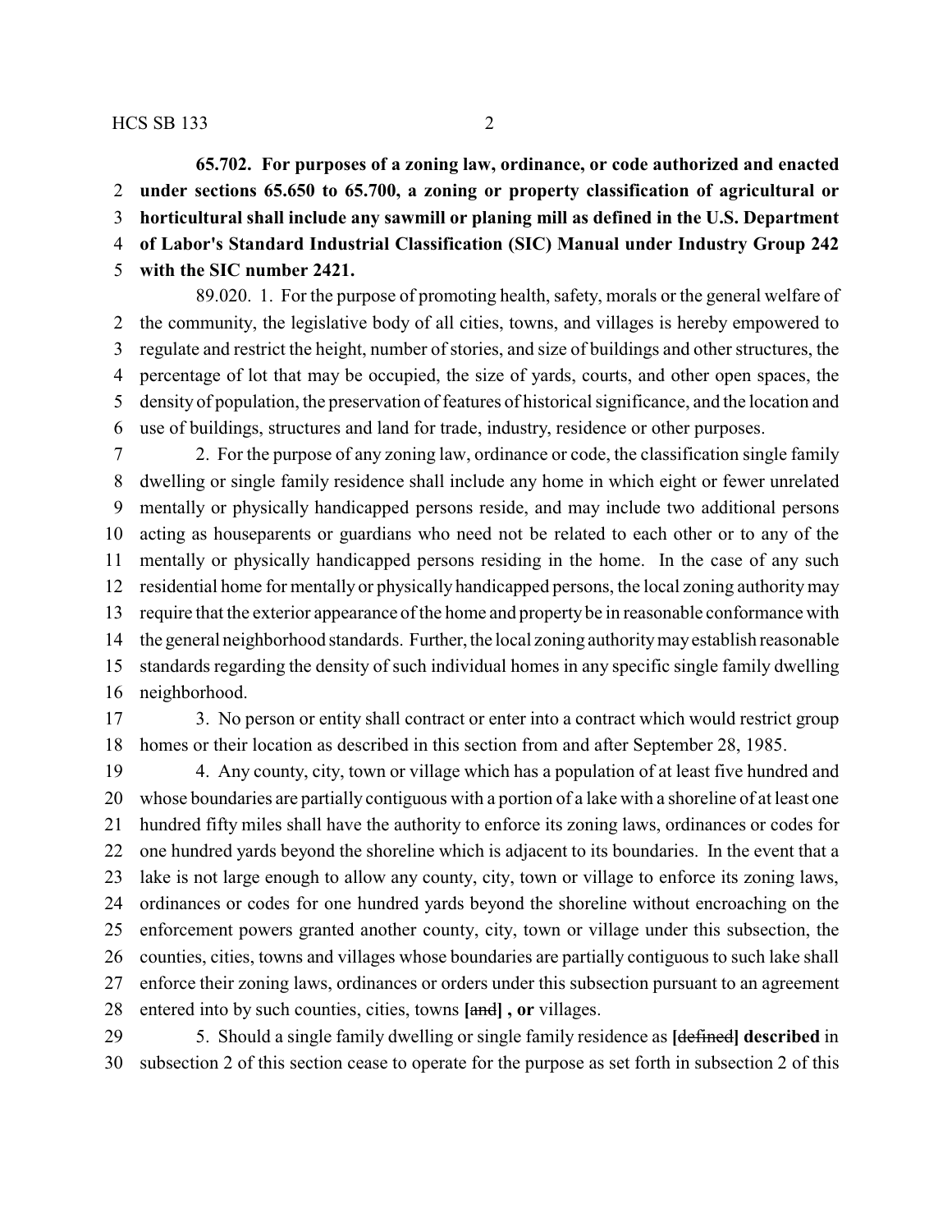**65.702. For purposes of a zoning law, ordinance, or code authorized and enacted under sections 65.650 to 65.700, a zoning or property classification of agricultural or horticultural shall include any sawmill or planing mill as defined in the U.S. Department of Labor's Standard Industrial Classification (SIC) Manual under Industry Group 242 with the SIC number 2421.**

89.020. 1. For the purpose of promoting health, safety, morals or the general welfare of the community, the legislative body of all cities, towns, and villages is hereby empowered to regulate and restrict the height, number of stories, and size of buildings and other structures, the percentage of lot that may be occupied, the size of yards, courts, and other open spaces, the density of population, the preservation of features of historical significance, and the location and use of buildings, structures and land for trade, industry, residence or other purposes.

2. For the purpose of any zoning law, ordinance or code, the classification single family dwelling or single family residence shall include any home in which eight or fewer unrelated mentally or physically handicapped persons reside, and may include two additional persons acting as houseparents or guardians who need not be related to each other or to any of the mentally or physically handicapped persons residing in the home. In the case of any such residential home for mentally or physically handicapped persons, the local zoning authority may require that the exterior appearance of the home and property be in reasonable conformance with the general neighborhood standards. Further, the local zoning authority may establish reasonable standards regarding the density of such individual homes in any specific single family dwelling neighborhood.

3. No person or entity shall contract or enter into a contract which would restrict group homes or their location as described in this section from and after September 28, 1985.

4. Any county, city, town or village which has a population of at least five hundred and whose boundaries are partially contiguous with a portion of a lake with a shoreline of at least one hundred fifty miles shall have the authority to enforce its zoning laws, ordinances or codes for one hundred yards beyond the shoreline which is adjacent to its boundaries. In the event that a lake is not large enough to allow any county, city, town or village to enforce its zoning laws, ordinances or codes for one hundred yards beyond the shoreline without encroaching on the enforcement powers granted another county, city, town or village under this subsection, the counties, cities, towns and villages whose boundaries are partially contiguous to such lake shall enforce their zoning laws, ordinances or orders under this subsection pursuant to an agreement entered into by such counties, cities, towns **[**~~and~~**] , or** villages.

5. Should a single family dwelling or single family residence as **[**~~defined~~**] described** in subsection 2 of this section cease to operate for the purpose as set forth in subsection 2 of this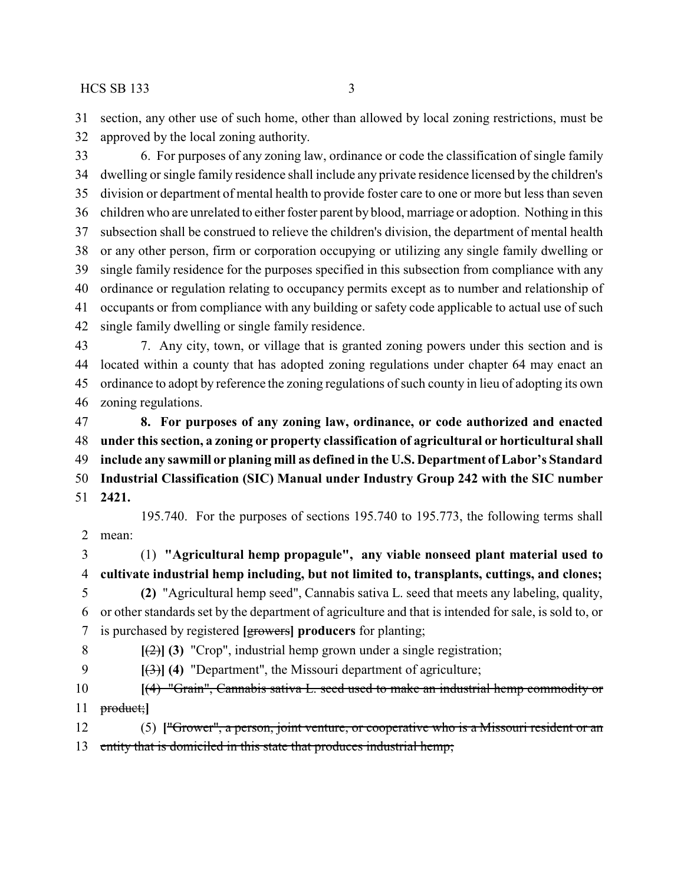section, any other use of such home, other than allowed by local zoning restrictions, must be approved by the local zoning authority.

6. For purposes of any zoning law, ordinance or code the classification of single family dwelling or single family residence shall include any private residence licensed by the children's division or department of mental health to provide foster care to one or more but less than seven children who are unrelated to either foster parent by blood, marriage or adoption. Nothing in this subsection shall be construed to relieve the children's division, the department of mental health or any other person, firm or corporation occupying or utilizing any single family dwelling or single family residence for the purposes specified in this subsection from compliance with any ordinance or regulation relating to occupancy permits except as to number and relationship of occupants or from compliance with any building or safety code applicable to actual use of such single family dwelling or single family residence.

7. Any city, town, or village that is granted zoning powers under this section and is located within a county that has adopted zoning regulations under chapter 64 may enact an ordinance to adopt by reference the zoning regulations of such county in lieu of adopting its own zoning regulations.

**8. For purposes of any zoning law, ordinance, or code authorized and enacted under this section, a zoning or property classification of agricultural or horticultural shall include any sawmill or planing mill as defined in the U.S. Department of Labor's Standard Industrial Classification (SIC) Manual under Industry Group 242 with the SIC number 2421.**

195.740. For the purposes of sections 195.740 to 195.773, the following terms shall mean:

(1) **"Agricultural hemp propagule", any viable nonseed plant material used to cultivate industrial hemp including, but not limited to, transplants, cuttings, and clones;**

**(2)** "Agricultural hemp seed", Cannabis sativa L. seed that meets any labeling, quality, or other standards set by the department of agriculture and that is intended for sale, is sold to, or is purchased by registered **[**~~growers~~**] producers** for planting;

**[**~~(2)~~**] (3)** "Crop", industrial hemp grown under a single registration;

**[**~~(3)~~**] (4)** "Department", the Missouri department of agriculture;

**[**~~(4) "Grain", Cannabis sativa L. seed used to make an industrial hemp commodity or product;~~**]**

(5) **[**~~"Grower", a person, joint venture, or cooperative who is a Missouri resident or an entity that is domiciled in this state that produces industrial hemp;~~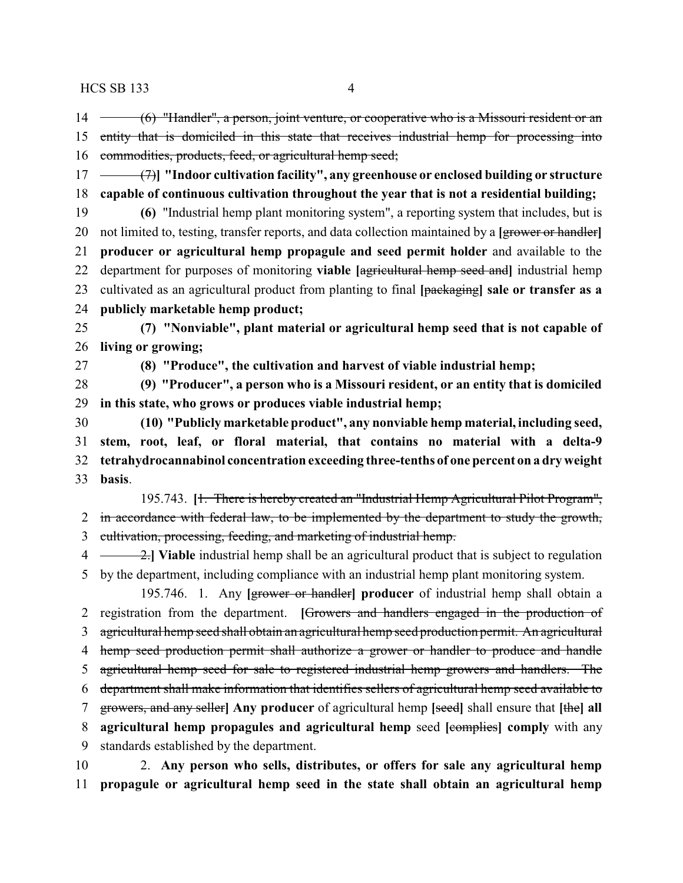14 ~~(6) "Handler", a person, joint venture, or cooperative who is a Missouri resident or an~~
15 ~~entity that is domiciled in this state that receives industrial hemp for processing into~~
16 ~~commodities, products, feed, or agricultural hemp seed;~~
17 ~~(7)~~**] "Indoor cultivation facility", any greenhouse or enclosed building or structure**
18 **capable of continuous cultivation throughout the year that is not a residential building;**
19 **(6)** "Industrial hemp plant monitoring system", a reporting system that includes, but is
20 not limited to, testing, transfer reports, and data collection maintained by a **[**~~grower or handler~~**]**
21 **producer or agricultural hemp propagule and seed permit holder** and available to the
22 department for purposes of monitoring **viable [**~~agricultural hemp seed and~~**]** industrial hemp
23 cultivated as an agricultural product from planting to final **[**~~packaging~~**] sale or transfer as a**
24 **publicly marketable hemp product;**
25 **(7) "Nonviable", plant material or agricultural hemp seed that is not capable of**
26 **living or growing;**
27 **(8) "Produce", the cultivation and harvest of viable industrial hemp;**
28 **(9) "Producer", a person who is a Missouri resident, or an entity that is domiciled**
29 **in this state, who grows or produces viable industrial hemp;**
30 **(10) "Publicly marketable product", any nonviable hemp material, including seed,**
31 **stem, root, leaf, or floral material, that contains no material with a delta-9**
32 **tetrahydrocannabinol concentration exceeding three-tenths of one percent on a dry weight**
33 **basis**.

195.743. **[**~~1. There is hereby created an "Industrial Hemp Agricultural Pilot Program",~~
2 ~~in accordance with federal law, to be implemented by the department to study the growth,~~
3 ~~cultivation, processing, feeding, and marketing of industrial hemp.~~
4 ~~2.~~**] Viable** industrial hemp shall be an agricultural product that is subject to regulation
5 by the department, including compliance with an industrial hemp plant monitoring system.

195.746. 1. Any **[**~~grower or handler~~**] producer** of industrial hemp shall obtain a
2 registration from the department. **[**~~Growers and handlers engaged in the production of~~
3 ~~agricultural hemp seed shall obtain an agricultural hemp seed production permit. An agricultural~~
4 ~~hemp seed production permit shall authorize a grower or handler to produce and handle~~
5 ~~agricultural hemp seed for sale to registered industrial hemp growers and handlers. The~~
6 ~~department shall make information that identifies sellers of agricultural hemp seed available to~~
7 ~~growers, and any seller~~**] Any producer** of agricultural hemp **[**~~seed~~**]** shall ensure that **[**~~the~~**] all**
8 **agricultural hemp propagules and agricultural hemp** seed **[**~~complies~~**] comply** with any
9 standards established by the department.

10 2. **Any person who sells, distributes, or offers for sale any agricultural hemp**
11 **propagule or agricultural hemp seed in the state shall obtain an agricultural hemp**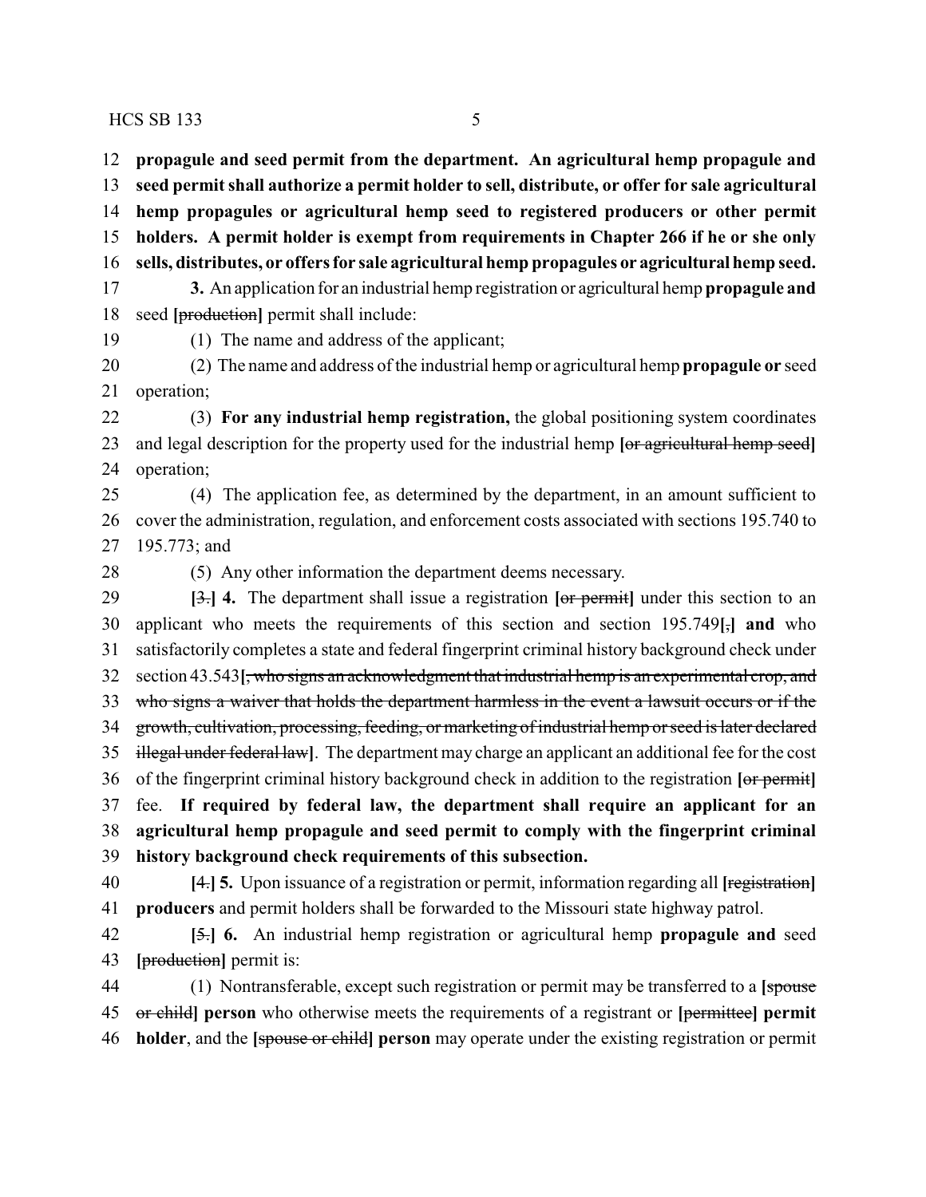**propagule and seed permit from the department. An agricultural hemp propagule and seed permit shall authorize a permit holder to sell, distribute, or offer for sale agricultural hemp propagules or agricultural hemp seed to registered producers or other permit holders. A permit holder is exempt from requirements in Chapter 266 if he or she only sells, distributes, or offers for sale agricultural hemp propagules or agricultural hemp seed.**

**3.** An application for an industrial hemp registration or agricultural hemp **propagule and** seed **[~~production~~]** permit shall include:

(1) The name and address of the applicant;

(2) The name and address of the industrial hemp or agricultural hemp **propagule or** seed operation;

(3) **For any industrial hemp registration,** the global positioning system coordinates and legal description for the property used for the industrial hemp **[~~or agricultural hemp seed~~]** operation;

(4) The application fee, as determined by the department, in an amount sufficient to cover the administration, regulation, and enforcement costs associated with sections 195.740 to 195.773; and

(5) Any other information the department deems necessary.

**[~~3.~~] 4.** The department shall issue a registration **[~~or permit~~]** under this section to an applicant who meets the requirements of this section and section 195.749**[~~,~~] and** who satisfactorily completes a state and federal fingerprint criminal history background check under section 43.543**[~~, who signs an acknowledgment that industrial hemp is an experimental crop, and who signs a waiver that holds the department harmless in the event a lawsuit occurs or if the growth, cultivation, processing, feeding, or marketing of industrial hemp or seed is later declared illegal under federal law~~]**. The department may charge an applicant an additional fee for the cost of the fingerprint criminal history background check in addition to the registration **[~~or permit~~]** fee. **If required by federal law, the department shall require an applicant for an agricultural hemp propagule and seed permit to comply with the fingerprint criminal history background check requirements of this subsection.**

**[~~4.~~] 5.** Upon issuance of a registration or permit, information regarding all **[~~registration~~] producers** and permit holders shall be forwarded to the Missouri state highway patrol.

**[~~5.~~] 6.** An industrial hemp registration or agricultural hemp **propagule and** seed **[~~production~~]** permit is:

(1) Nontransferable, except such registration or permit may be transferred to a **[~~spouse or child~~] person** who otherwise meets the requirements of a registrant or **[~~permittee~~] permit holder**, and the **[~~spouse or child~~] person** may operate under the existing registration or permit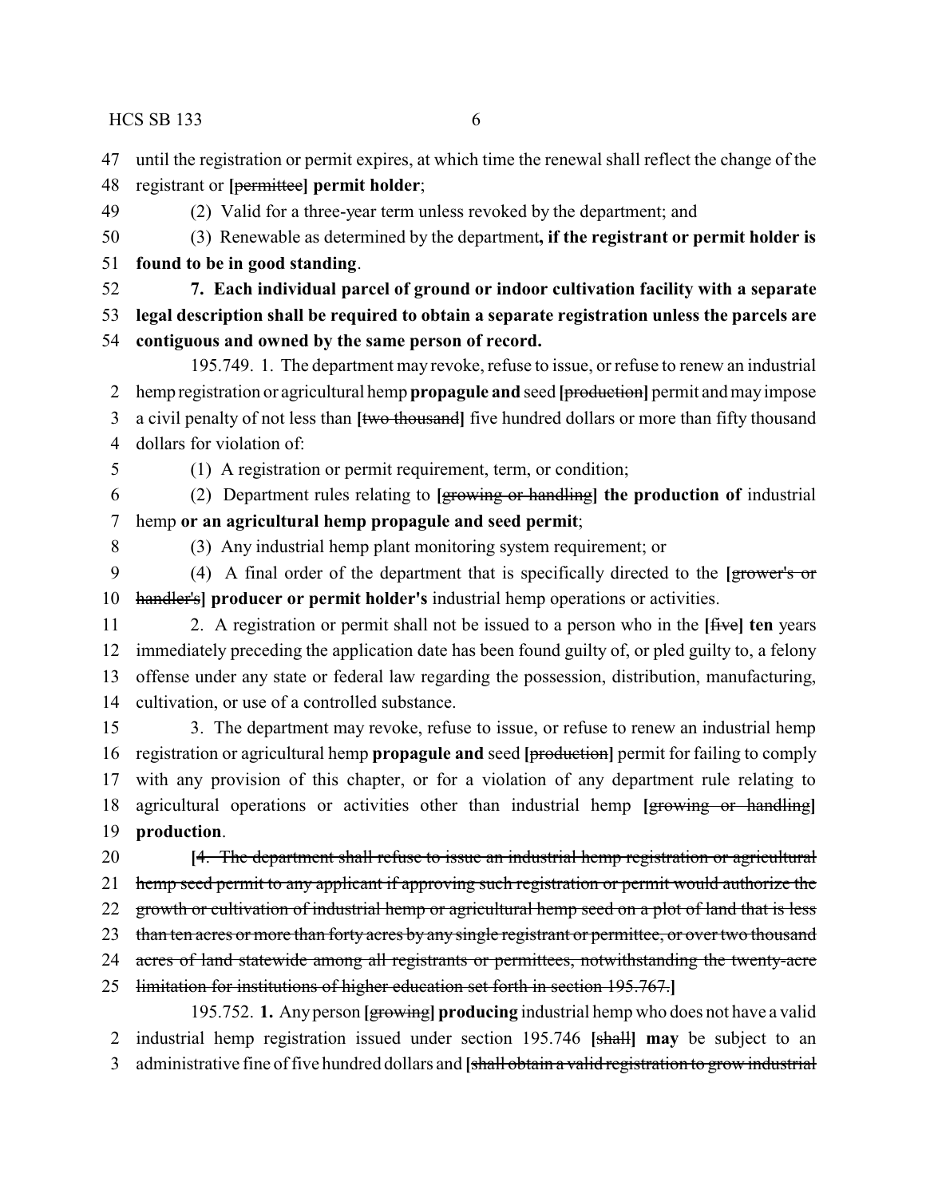until the registration or permit expires, at which time the renewal shall reflect the change of the registrant or [~~permittee~~] **permit holder**;

(2) Valid for a three-year term unless revoked by the department; and

(3) Renewable as determined by the department**, if the registrant or permit holder is found to be in good standing**.

**7. Each individual parcel of ground or indoor cultivation facility with a separate legal description shall be required to obtain a separate registration unless the parcels are contiguous and owned by the same person of record.**

195.749. 1. The department may revoke, refuse to issue, or refuse to renew an industrial hemp registration or agricultural hemp **propagule and** seed [~~production~~] permit and may impose a civil penalty of not less than [~~two thousand~~] five hundred dollars or more than fifty thousand dollars for violation of:

(1) A registration or permit requirement, term, or condition;

(2) Department rules relating to [~~growing or handling~~] **the production of** industrial hemp **or an agricultural hemp propagule and seed permit**;

(3) Any industrial hemp plant monitoring system requirement; or

(4) A final order of the department that is specifically directed to the [~~grower's or handler's~~] **producer or permit holder's** industrial hemp operations or activities.

2. A registration or permit shall not be issued to a person who in the [~~five~~] **ten** years immediately preceding the application date has been found guilty of, or pled guilty to, a felony offense under any state or federal law regarding the possession, distribution, manufacturing, cultivation, or use of a controlled substance.

3. The department may revoke, refuse to issue, or refuse to renew an industrial hemp registration or agricultural hemp **propagule and** seed [~~production~~] permit for failing to comply with any provision of this chapter, or for a violation of any department rule relating to agricultural operations or activities other than industrial hemp [~~growing or handling~~] **production**.

[~~4. The department shall refuse to issue an industrial hemp registration or agricultural hemp seed permit to any applicant if approving such registration or permit would authorize the growth or cultivation of industrial hemp or agricultural hemp seed on a plot of land that is less than ten acres or more than forty acres by any single registrant or permittee, or over two thousand acres of land statewide among all registrants or permittees, notwithstanding the twenty-acre limitation for institutions of higher education set forth in section 195.767.~~]

195.752. **1.** Any person [~~growing~~] **producing** industrial hemp who does not have a valid industrial hemp registration issued under section 195.746 [~~shall~~] **may** be subject to an administrative fine of five hundred dollars and [~~shall obtain a valid registration to grow industrial~~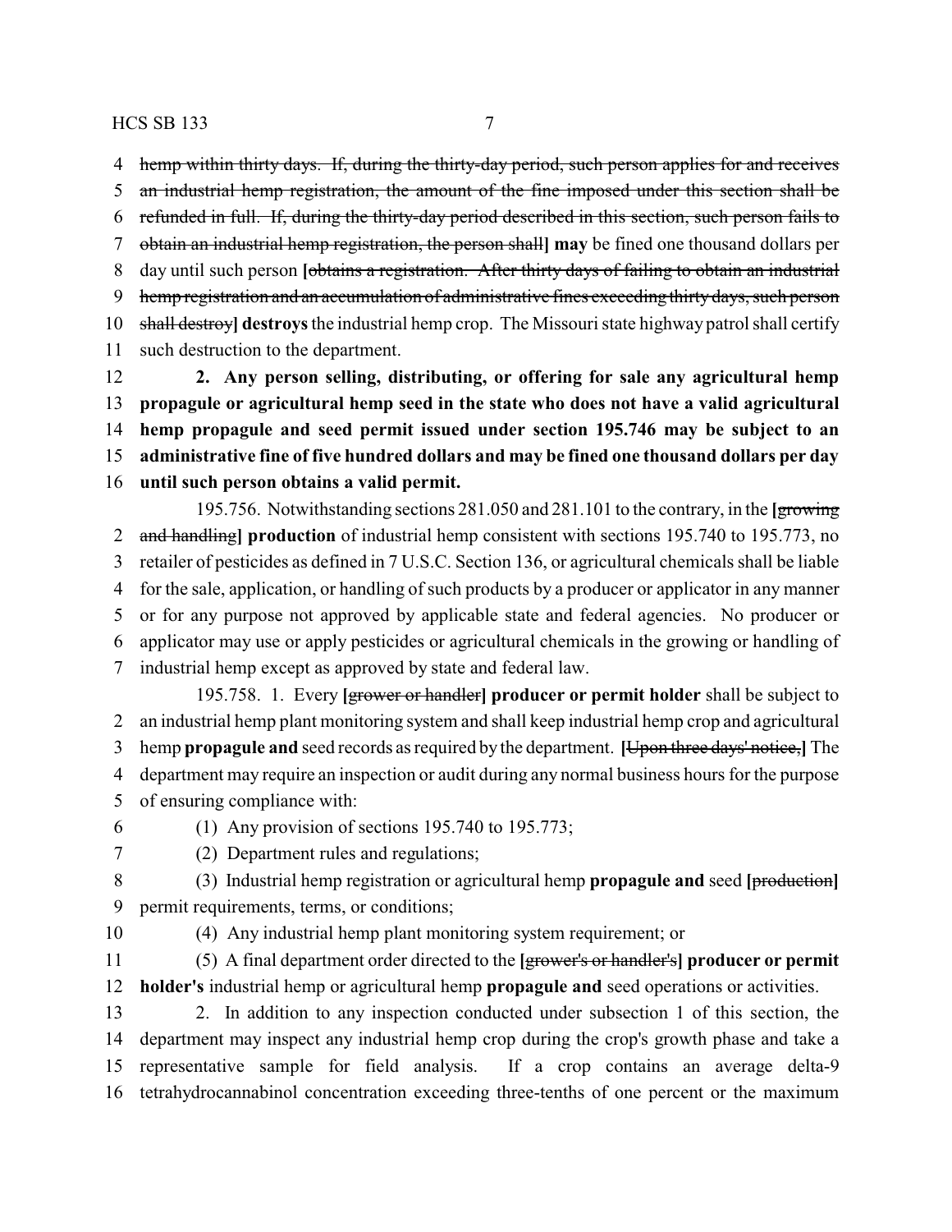hemp within thirty days. If, during the thirty-day period, such person applies for and receives an industrial hemp registration, the amount of the fine imposed under this section shall be refunded in full. If, during the thirty-day period described in this section, such person fails to obtain an industrial hemp registration, the person shall] **may** be fined one thousand dollars per day until such person **[**obtains a registration. After thirty days of failing to obtain an industrial hemp registration and an accumulation of administrative fines exceeding thirty days, such person shall destroy**] destroys** the industrial hemp crop. The Missouri state highway patrol shall certify such destruction to the department.

**2. Any person selling, distributing, or offering for sale any agricultural hemp propagule or agricultural hemp seed in the state who does not have a valid agricultural hemp propagule and seed permit issued under section 195.746 may be subject to an administrative fine of five hundred dollars and may be fined one thousand dollars per day until such person obtains a valid permit.**

195.756. Notwithstanding sections 281.050 and 281.101 to the contrary, in the **[**growing and handling**] production** of industrial hemp consistent with sections 195.740 to 195.773, no retailer of pesticides as defined in 7 U.S.C. Section 136, or agricultural chemicals shall be liable for the sale, application, or handling of such products by a producer or applicator in any manner or for any purpose not approved by applicable state and federal agencies. No producer or applicator may use or apply pesticides or agricultural chemicals in the growing or handling of industrial hemp except as approved by state and federal law.

195.758. 1. Every **[**grower or handler**] producer or permit holder** shall be subject to an industrial hemp plant monitoring system and shall keep industrial hemp crop and agricultural hemp **propagule and** seed records as required by the department. **[**Upon three days' notice,**]** The department may require an inspection or audit during any normal business hours for the purpose of ensuring compliance with:

(1) Any provision of sections 195.740 to 195.773;

(2) Department rules and regulations;

(3) Industrial hemp registration or agricultural hemp **propagule and** seed **[**production**]** permit requirements, terms, or conditions;

(4) Any industrial hemp plant monitoring system requirement; or

(5) A final department order directed to the **[**grower's or handler's**] producer or permit holder's** industrial hemp or agricultural hemp **propagule and** seed operations or activities.

2. In addition to any inspection conducted under subsection 1 of this section, the department may inspect any industrial hemp crop during the crop's growth phase and take a representative sample for field analysis. If a crop contains an average delta-9 tetrahydrocannabinol concentration exceeding three-tenths of one percent or the maximum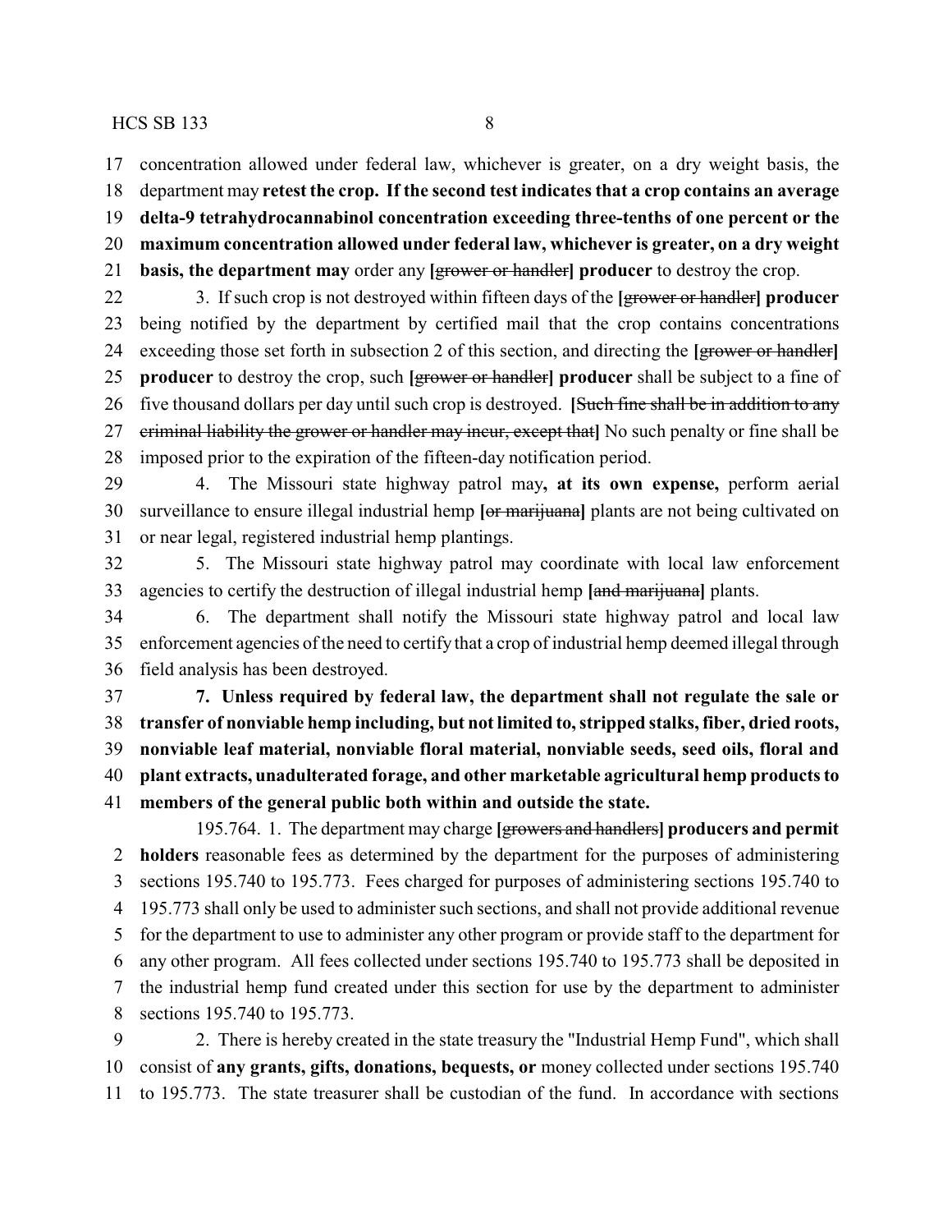concentration allowed under federal law, whichever is greater, on a dry weight basis, the department may **retest the crop. If the second test indicates that a crop contains an average delta-9 tetrahydrocannabinol concentration exceeding three-tenths of one percent or the maximum concentration allowed under federal law, whichever is greater, on a dry weight basis, the department may** order any [~~grower or handler~~] **producer** to destroy the crop.

3. If such crop is not destroyed within fifteen days of the [~~grower or handler~~] **producer** being notified by the department by certified mail that the crop contains concentrations exceeding those set forth in subsection 2 of this section, and directing the [~~grower or handler~~] **producer** to destroy the crop, such [~~grower or handler~~] **producer** shall be subject to a fine of five thousand dollars per day until such crop is destroyed. [~~Such fine shall be in addition to any criminal liability the grower or handler may incur, except that~~] No such penalty or fine shall be imposed prior to the expiration of the fifteen-day notification period.

4. The Missouri state highway patrol may**, at its own expense,** perform aerial surveillance to ensure illegal industrial hemp [~~or marijuana~~] plants are not being cultivated on or near legal, registered industrial hemp plantings.

5. The Missouri state highway patrol may coordinate with local law enforcement agencies to certify the destruction of illegal industrial hemp [~~and marijuana~~] plants.

6. The department shall notify the Missouri state highway patrol and local law enforcement agencies of the need to certify that a crop of industrial hemp deemed illegal through field analysis has been destroyed.

**7. Unless required by federal law, the department shall not regulate the sale or transfer of nonviable hemp including, but not limited to, stripped stalks, fiber, dried roots, nonviable leaf material, nonviable floral material, nonviable seeds, seed oils, floral and plant extracts, unadulterated forage, and other marketable agricultural hemp products to members of the general public both within and outside the state.**

195.764. 1. The department may charge [~~growers and handlers~~] **producers and permit holders** reasonable fees as determined by the department for the purposes of administering sections 195.740 to 195.773. Fees charged for purposes of administering sections 195.740 to 195.773 shall only be used to administer such sections, and shall not provide additional revenue for the department to use to administer any other program or provide staff to the department for any other program. All fees collected under sections 195.740 to 195.773 shall be deposited in the industrial hemp fund created under this section for use by the department to administer sections 195.740 to 195.773.

2. There is hereby created in the state treasury the "Industrial Hemp Fund", which shall consist of **any grants, gifts, donations, bequests, or** money collected under sections 195.740 to 195.773. The state treasurer shall be custodian of the fund. In accordance with sections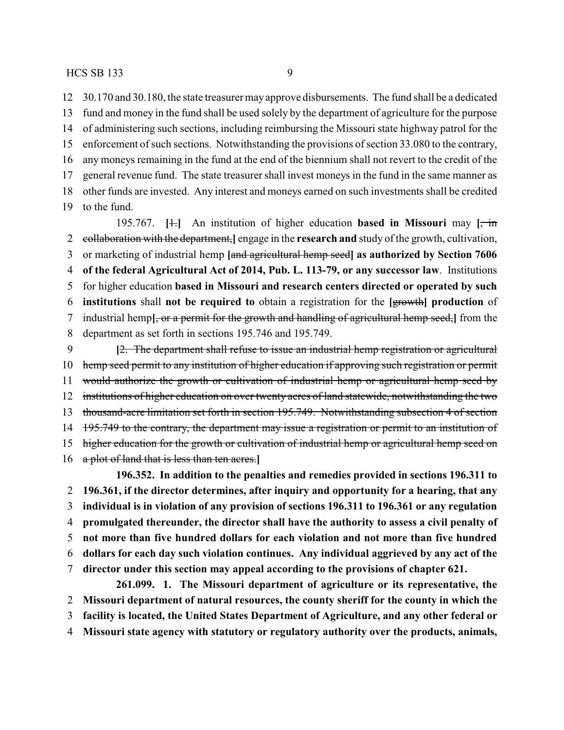30.170 and 30.180, the state treasurer may approve disbursements. The fund shall be a dedicated fund and money in the fund shall be used solely by the department of agriculture for the purpose of administering such sections, including reimbursing the Missouri state highway patrol for the enforcement of such sections. Notwithstanding the provisions of section 33.080 to the contrary, any moneys remaining in the fund at the end of the biennium shall not revert to the credit of the general revenue fund. The state treasurer shall invest moneys in the fund in the same manner as other funds are invested. Any interest and moneys earned on such investments shall be credited to the fund.

195.767. [~~1.~~] An institution of higher education **based in Missouri** may [~~, in collaboration with the department,~~] engage in the **research and** study of the growth, cultivation, or marketing of industrial hemp [~~and agricultural hemp seed~~] **as authorized by Section 7606 of the federal Agricultural Act of 2014, Pub. L. 113-79, or any successor law**. Institutions for higher education **based in Missouri and research centers directed or operated by such institutions** shall **not be required to** obtain a registration for the [~~growth~~] **production** of industrial hemp[~~, or a permit for the growth and handling of agricultural hemp seed,~~] from the department as set forth in sections 195.746 and 195.749.

[~~2. The department shall refuse to issue an industrial hemp registration or agricultural hemp seed permit to any institution of higher education if approving such registration or permit would authorize the growth or cultivation of industrial hemp or agricultural hemp seed by institutions of higher education on over twenty acres of land statewide, notwithstanding the two thousand-acre limitation set forth in section 195.749. Notwithstanding subsection 4 of section 195.749 to the contrary, the department may issue a registration or permit to an institution of higher education for the growth or cultivation of industrial hemp or agricultural hemp seed on a plot of land that is less than ten acres.~~]

**196.352. In addition to the penalties and remedies provided in sections 196.311 to 196.361, if the director determines, after inquiry and opportunity for a hearing, that any individual is in violation of any provision of sections 196.311 to 196.361 or any regulation promulgated thereunder, the director shall have the authority to assess a civil penalty of not more than five hundred dollars for each violation and not more than five hundred dollars for each day such violation continues. Any individual aggrieved by any act of the director under this section may appeal according to the provisions of chapter 621.**

**261.099. 1. The Missouri department of agriculture or its representative, the Missouri department of natural resources, the county sheriff for the county in which the facility is located, the United States Department of Agriculture, and any other federal or Missouri state agency with statutory or regulatory authority over the products, animals,**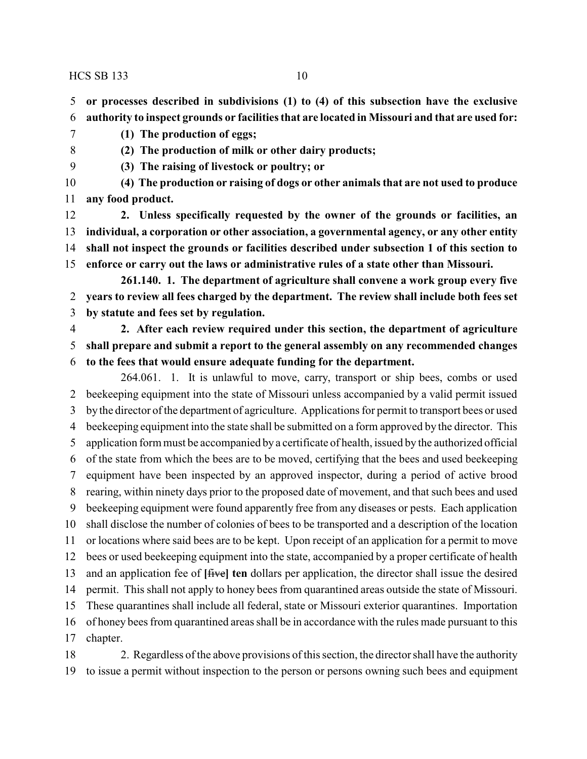**or processes described in subdivisions (1) to (4) of this subsection have the exclusive authority to inspect grounds or facilities that are located in Missouri and that are used for:**

**(1) The production of eggs;**

**(2) The production of milk or other dairy products;**

**(3) The raising of livestock or poultry; or**

**(4) The production or raising of dogs or other animals that are not used to produce any food product.**

**2. Unless specifically requested by the owner of the grounds or facilities, an individual, a corporation or other association, a governmental agency, or any other entity shall not inspect the grounds or facilities described under subsection 1 of this section to enforce or carry out the laws or administrative rules of a state other than Missouri.**

**261.140. 1. The department of agriculture shall convene a work group every five years to review all fees charged by the department. The review shall include both fees set by statute and fees set by regulation.**

**2. After each review required under this section, the department of agriculture shall prepare and submit a report to the general assembly on any recommended changes to the fees that would ensure adequate funding for the department.**

264.061. 1. It is unlawful to move, carry, transport or ship bees, combs or used beekeeping equipment into the state of Missouri unless accompanied by a valid permit issued by the director of the department of agriculture. Applications for permit to transport bees or used beekeeping equipment into the state shall be submitted on a form approved by the director. This application form must be accompanied by a certificate of health, issued by the authorized official of the state from which the bees are to be moved, certifying that the bees and used beekeeping equipment have been inspected by an approved inspector, during a period of active brood rearing, within ninety days prior to the proposed date of movement, and that such bees and used beekeeping equipment were found apparently free from any diseases or pests. Each application shall disclose the number of colonies of bees to be transported and a description of the location or locations where said bees are to be kept. Upon receipt of an application for a permit to move bees or used beekeeping equipment into the state, accompanied by a proper certificate of health and an application fee of [~~five~~] **ten** dollars per application, the director shall issue the desired permit. This shall not apply to honey bees from quarantined areas outside the state of Missouri. These quarantines shall include all federal, state or Missouri exterior quarantines. Importation of honey bees from quarantined areas shall be in accordance with the rules made pursuant to this chapter.

2. Regardless of the above provisions of this section, the director shall have the authority to issue a permit without inspection to the person or persons owning such bees and equipment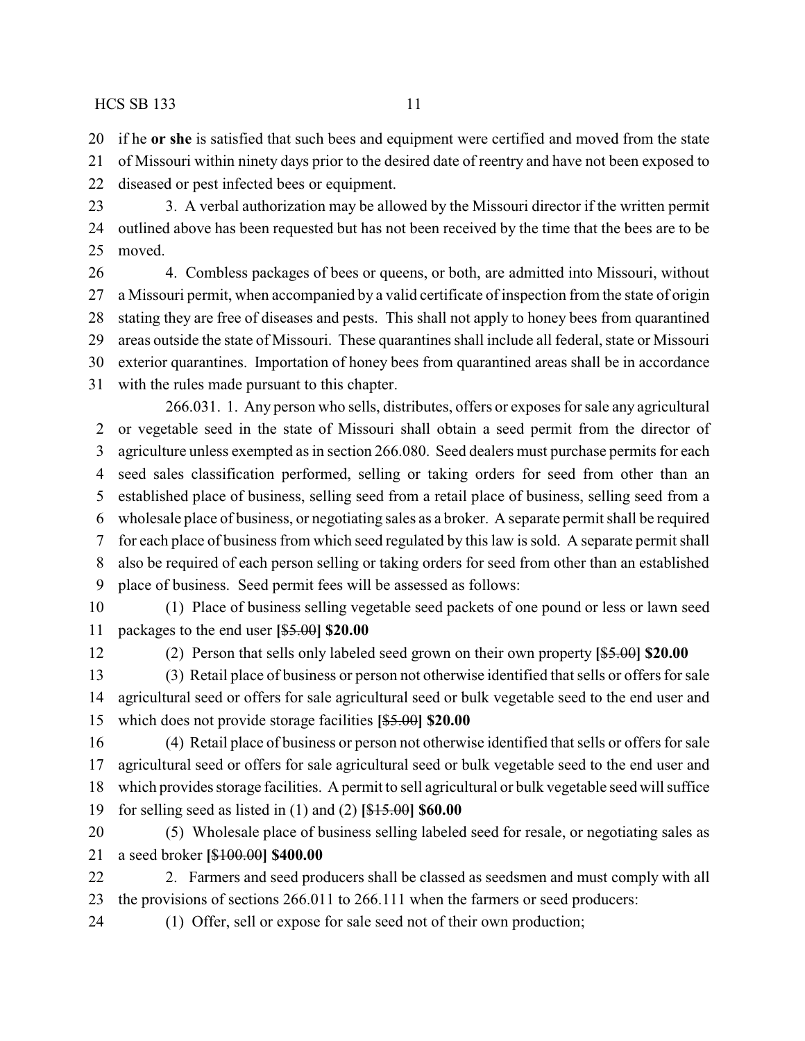if he **or she** is satisfied that such bees and equipment were certified and moved from the state of Missouri within ninety days prior to the desired date of reentry and have not been exposed to diseased or pest infected bees or equipment.

3. A verbal authorization may be allowed by the Missouri director if the written permit outlined above has been requested but has not been received by the time that the bees are to be moved.

4. Combless packages of bees or queens, or both, are admitted into Missouri, without a Missouri permit, when accompanied by a valid certificate of inspection from the state of origin stating they are free of diseases and pests. This shall not apply to honey bees from quarantined areas outside the state of Missouri. These quarantines shall include all federal, state or Missouri exterior quarantines. Importation of honey bees from quarantined areas shall be in accordance with the rules made pursuant to this chapter.

266.031. 1. Any person who sells, distributes, offers or exposes for sale any agricultural or vegetable seed in the state of Missouri shall obtain a seed permit from the director of agriculture unless exempted as in section 266.080. Seed dealers must purchase permits for each seed sales classification performed, selling or taking orders for seed from other than an established place of business, selling seed from a retail place of business, selling seed from a wholesale place of business, or negotiating sales as a broker. A separate permit shall be required for each place of business from which seed regulated by this law is sold. A separate permit shall also be required of each person selling or taking orders for seed from other than an established place of business. Seed permit fees will be assessed as follows:

(1) Place of business selling vegetable seed packets of one pound or less or lawn seed packages to the end user **[**~~$5.00~~**] $20.00**

(2) Person that sells only labeled seed grown on their own property **[**~~$5.00~~**] $20.00**

(3) Retail place of business or person not otherwise identified that sells or offers for sale agricultural seed or offers for sale agricultural seed or bulk vegetable seed to the end user and which does not provide storage facilities **[**~~$5.00~~**] $20.00**

(4) Retail place of business or person not otherwise identified that sells or offers for sale agricultural seed or offers for sale agricultural seed or bulk vegetable seed to the end user and which provides storage facilities. A permit to sell agricultural or bulk vegetable seed will suffice for selling seed as listed in (1) and (2) **[**~~$15.00~~**] $60.00**

(5) Wholesale place of business selling labeled seed for resale, or negotiating sales as a seed broker **[**~~$100.00~~**] $400.00**

2. Farmers and seed producers shall be classed as seedsmen and must comply with all the provisions of sections 266.011 to 266.111 when the farmers or seed producers:

(1) Offer, sell or expose for sale seed not of their own production;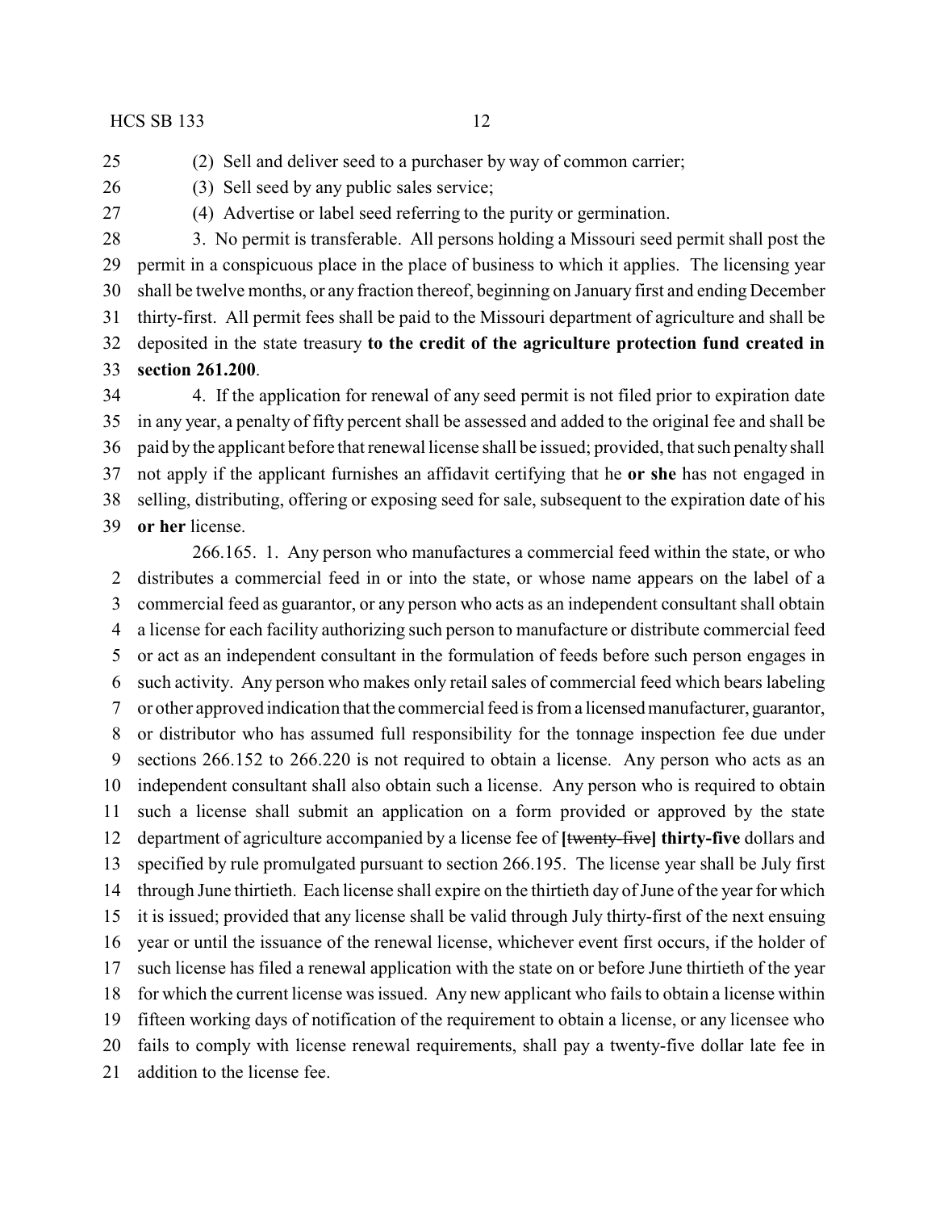(2) Sell and deliver seed to a purchaser by way of common carrier;

(3) Sell seed by any public sales service;

(4) Advertise or label seed referring to the purity or germination.

3. No permit is transferable. All persons holding a Missouri seed permit shall post the permit in a conspicuous place in the place of business to which it applies. The licensing year shall be twelve months, or any fraction thereof, beginning on January first and ending December thirty-first. All permit fees shall be paid to the Missouri department of agriculture and shall be deposited in the state treasury **to the credit of the agriculture protection fund created in section 261.200**.

4. If the application for renewal of any seed permit is not filed prior to expiration date in any year, a penalty of fifty percent shall be assessed and added to the original fee and shall be paid by the applicant before that renewal license shall be issued; provided, that such penalty shall not apply if the applicant furnishes an affidavit certifying that he **or she** has not engaged in selling, distributing, offering or exposing seed for sale, subsequent to the expiration date of his **or her** license.

266.165. 1. Any person who manufactures a commercial feed within the state, or who distributes a commercial feed in or into the state, or whose name appears on the label of a commercial feed as guarantor, or any person who acts as an independent consultant shall obtain a license for each facility authorizing such person to manufacture or distribute commercial feed or act as an independent consultant in the formulation of feeds before such person engages in such activity. Any person who makes only retail sales of commercial feed which bears labeling or other approved indication that the commercial feed is from a licensed manufacturer, guarantor, or distributor who has assumed full responsibility for the tonnage inspection fee due under sections 266.152 to 266.220 is not required to obtain a license. Any person who acts as an independent consultant shall also obtain such a license. Any person who is required to obtain such a license shall submit an application on a form provided or approved by the state department of agriculture accompanied by a license fee of **[**~~twenty-five~~**] thirty-five** dollars and specified by rule promulgated pursuant to section 266.195. The license year shall be July first through June thirtieth. Each license shall expire on the thirtieth day of June of the year for which it is issued; provided that any license shall be valid through July thirty-first of the next ensuing year or until the issuance of the renewal license, whichever event first occurs, if the holder of such license has filed a renewal application with the state on or before June thirtieth of the year for which the current license was issued. Any new applicant who fails to obtain a license within fifteen working days of notification of the requirement to obtain a license, or any licensee who fails to comply with license renewal requirements, shall pay a twenty-five dollar late fee in addition to the license fee.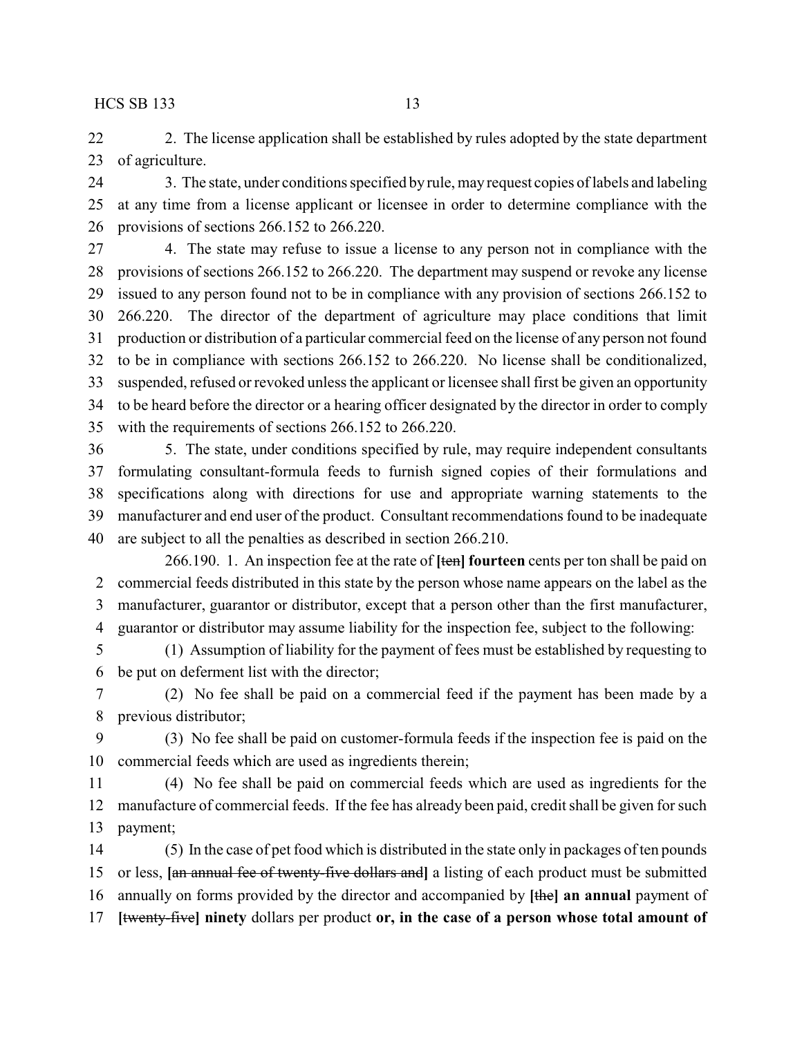2. The license application shall be established by rules adopted by the state department of agriculture.

3. The state, under conditions specified by rule, may request copies of labels and labeling at any time from a license applicant or licensee in order to determine compliance with the provisions of sections 266.152 to 266.220.

4. The state may refuse to issue a license to any person not in compliance with the provisions of sections 266.152 to 266.220. The department may suspend or revoke any license issued to any person found not to be in compliance with any provision of sections 266.152 to 266.220. The director of the department of agriculture may place conditions that limit production or distribution of a particular commercial feed on the license of any person not found to be in compliance with sections 266.152 to 266.220. No license shall be conditionalized, suspended, refused or revoked unless the applicant or licensee shall first be given an opportunity to be heard before the director or a hearing officer designated by the director in order to comply with the requirements of sections 266.152 to 266.220.

5. The state, under conditions specified by rule, may require independent consultants formulating consultant-formula feeds to furnish signed copies of their formulations and specifications along with directions for use and appropriate warning statements to the manufacturer and end user of the product. Consultant recommendations found to be inadequate are subject to all the penalties as described in section 266.210.

266.190. 1. An inspection fee at the rate of **[**~~ten~~**] fourteen** cents per ton shall be paid on commercial feeds distributed in this state by the person whose name appears on the label as the manufacturer, guarantor or distributor, except that a person other than the first manufacturer, guarantor or distributor may assume liability for the inspection fee, subject to the following:

(1) Assumption of liability for the payment of fees must be established by requesting to be put on deferment list with the director;

(2) No fee shall be paid on a commercial feed if the payment has been made by a previous distributor;

(3) No fee shall be paid on customer-formula feeds if the inspection fee is paid on the commercial feeds which are used as ingredients therein;

(4) No fee shall be paid on commercial feeds which are used as ingredients for the manufacture of commercial feeds. If the fee has already been paid, credit shall be given for such payment;

(5) In the case of pet food which is distributed in the state only in packages of ten pounds or less, **[**~~an annual fee of twenty-five dollars and~~**]** a listing of each product must be submitted annually on forms provided by the director and accompanied by **[**~~the~~**] an annual** payment of **[**~~twenty-five~~**] ninety** dollars per product **or, in the case of a person whose total amount of**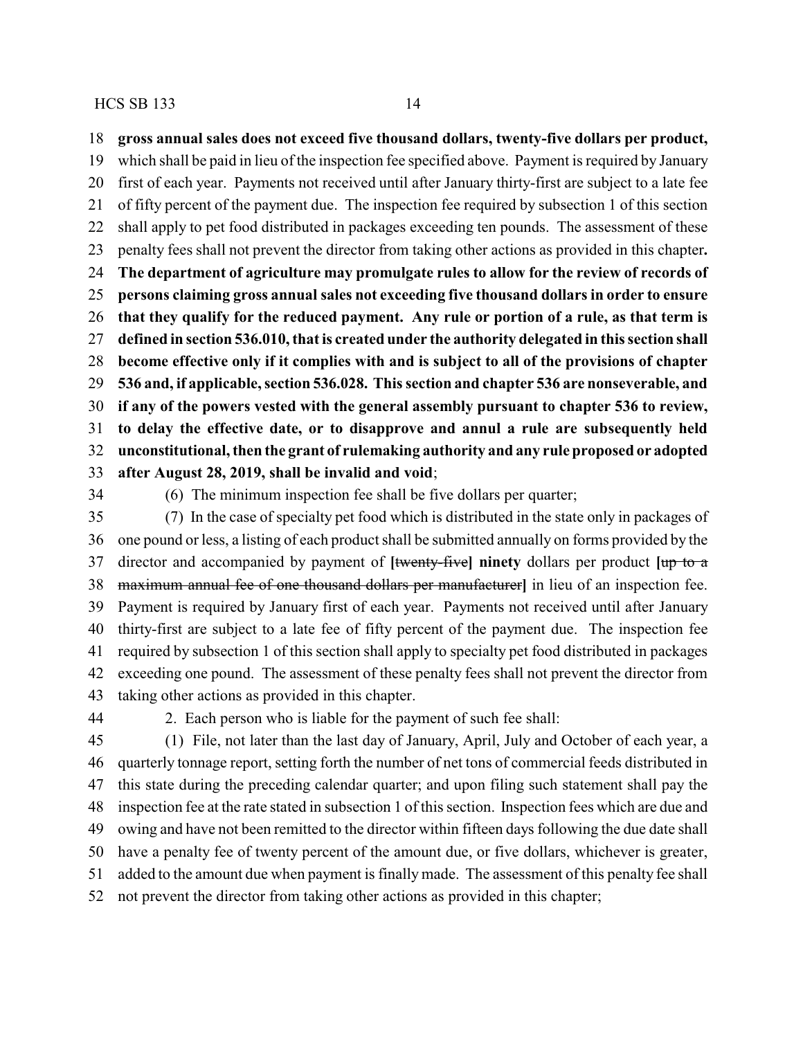**gross annual sales does not exceed five thousand dollars, twenty-five dollars per product,** which shall be paid in lieu of the inspection fee specified above. Payment is required by January first of each year. Payments not received until after January thirty-first are subject to a late fee of fifty percent of the payment due. The inspection fee required by subsection 1 of this section shall apply to pet food distributed in packages exceeding ten pounds. The assessment of these penalty fees shall not prevent the director from taking other actions as provided in this chapter**. The department of agriculture may promulgate rules to allow for the review of records of persons claiming gross annual sales not exceeding five thousand dollars in order to ensure that they qualify for the reduced payment. Any rule or portion of a rule, as that term is defined in section 536.010, that is created under the authority delegated in this section shall become effective only if it complies with and is subject to all of the provisions of chapter 536 and, if applicable, section 536.028. This section and chapter 536 are nonseverable, and if any of the powers vested with the general assembly pursuant to chapter 536 to review, to delay the effective date, or to disapprove and annul a rule are subsequently held unconstitutional, then the grant of rulemaking authority and any rule proposed or adopted after August 28, 2019, shall be invalid and void**;

(6) The minimum inspection fee shall be five dollars per quarter;

(7) In the case of specialty pet food which is distributed in the state only in packages of one pound or less, a listing of each product shall be submitted annually on forms provided by the director and accompanied by payment of **[**~~twenty-five~~**] ninety** dollars per product **[**~~up to a maximum annual fee of one thousand dollars per manufacturer~~**]** in lieu of an inspection fee. Payment is required by January first of each year. Payments not received until after January thirty-first are subject to a late fee of fifty percent of the payment due. The inspection fee required by subsection 1 of this section shall apply to specialty pet food distributed in packages exceeding one pound. The assessment of these penalty fees shall not prevent the director from taking other actions as provided in this chapter.

2. Each person who is liable for the payment of such fee shall:

(1) File, not later than the last day of January, April, July and October of each year, a quarterly tonnage report, setting forth the number of net tons of commercial feeds distributed in this state during the preceding calendar quarter; and upon filing such statement shall pay the inspection fee at the rate stated in subsection 1 of this section. Inspection fees which are due and owing and have not been remitted to the director within fifteen days following the due date shall have a penalty fee of twenty percent of the amount due, or five dollars, whichever is greater, added to the amount due when payment is finally made. The assessment of this penalty fee shall not prevent the director from taking other actions as provided in this chapter;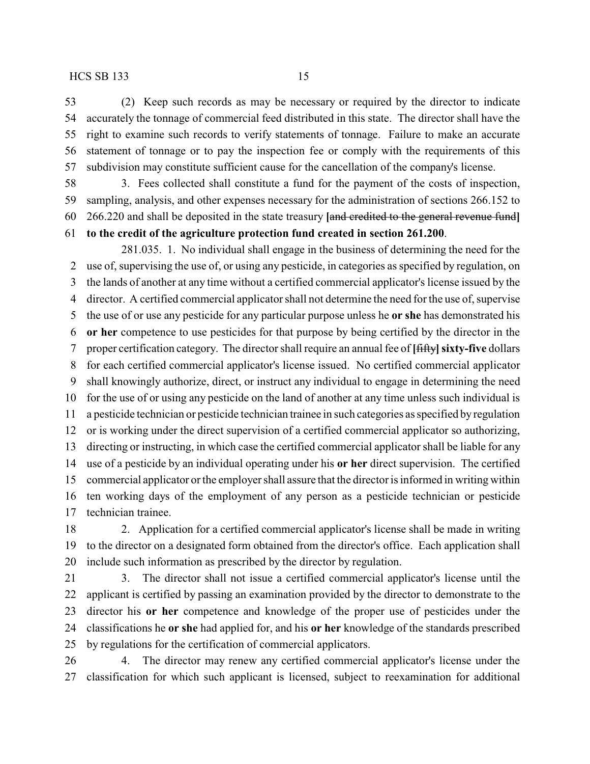(2) Keep such records as may be necessary or required by the director to indicate accurately the tonnage of commercial feed distributed in this state. The director shall have the right to examine such records to verify statements of tonnage. Failure to make an accurate statement of tonnage or to pay the inspection fee or comply with the requirements of this subdivision may constitute sufficient cause for the cancellation of the company's license.

3. Fees collected shall constitute a fund for the payment of the costs of inspection, sampling, analysis, and other expenses necessary for the administration of sections 266.152 to 266.220 and shall be deposited in the state treasury **[**~~and credited to the general revenue fund~~**]** **to the credit of the agriculture protection fund created in section 261.200**.

281.035. 1. No individual shall engage in the business of determining the need for the use of, supervising the use of, or using any pesticide, in categories as specified by regulation, on the lands of another at any time without a certified commercial applicator's license issued by the director. A certified commercial applicator shall not determine the need for the use of, supervise the use of or use any pesticide for any particular purpose unless he **or she** has demonstrated his **or her** competence to use pesticides for that purpose by being certified by the director in the proper certification category. The director shall require an annual fee of **[**~~fifty~~**] sixty-five** dollars for each certified commercial applicator's license issued. No certified commercial applicator shall knowingly authorize, direct, or instruct any individual to engage in determining the need for the use of or using any pesticide on the land of another at any time unless such individual is a pesticide technician or pesticide technician trainee in such categories as specified by regulation or is working under the direct supervision of a certified commercial applicator so authorizing, directing or instructing, in which case the certified commercial applicator shall be liable for any use of a pesticide by an individual operating under his **or her** direct supervision. The certified commercial applicator or the employer shall assure that the director is informed in writing within ten working days of the employment of any person as a pesticide technician or pesticide technician trainee.

2. Application for a certified commercial applicator's license shall be made in writing to the director on a designated form obtained from the director's office. Each application shall include such information as prescribed by the director by regulation.

3. The director shall not issue a certified commercial applicator's license until the applicant is certified by passing an examination provided by the director to demonstrate to the director his **or her** competence and knowledge of the proper use of pesticides under the classifications he **or she** had applied for, and his **or her** knowledge of the standards prescribed by regulations for the certification of commercial applicators.

4. The director may renew any certified commercial applicator's license under the classification for which such applicant is licensed, subject to reexamination for additional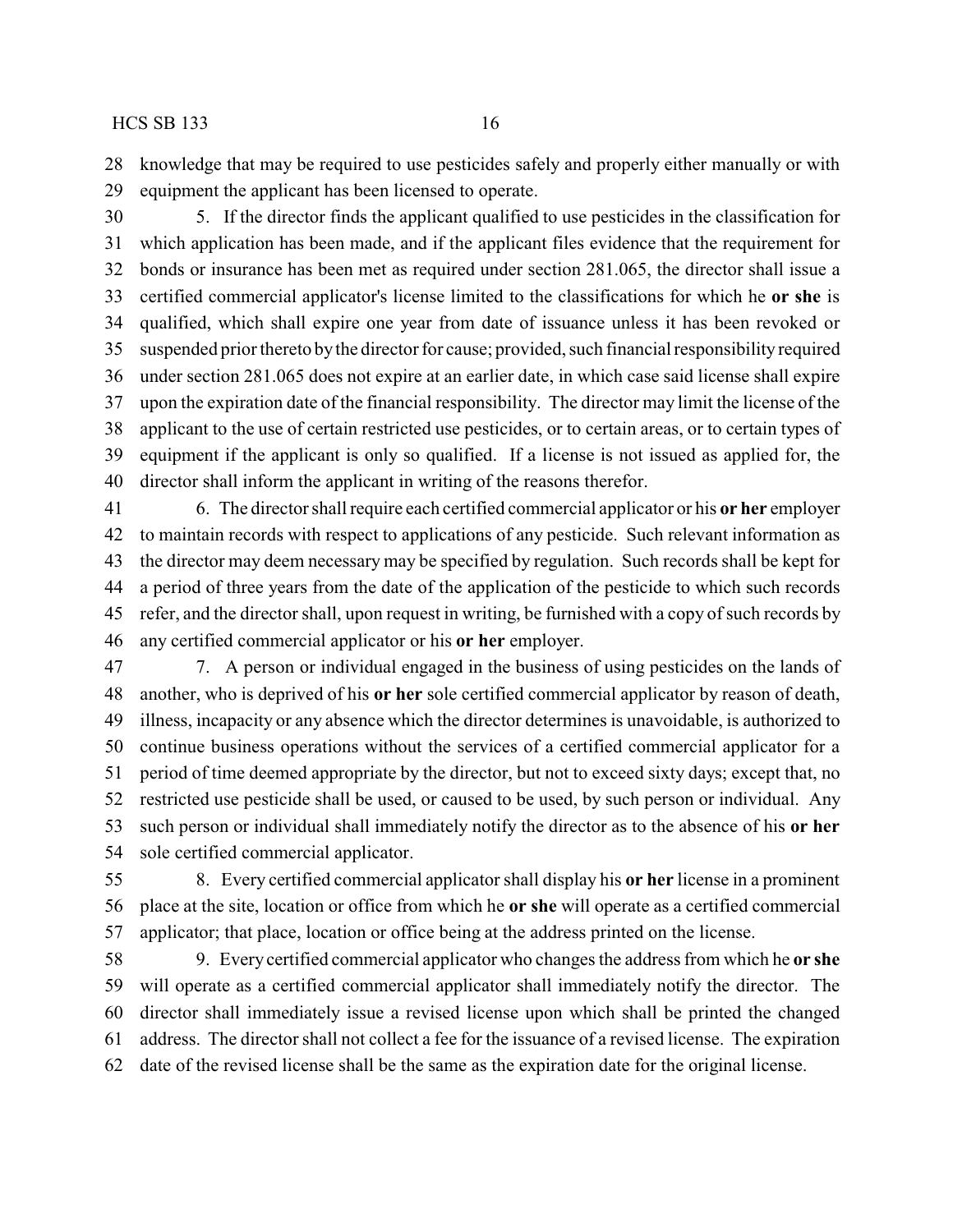knowledge that may be required to use pesticides safely and properly either manually or with equipment the applicant has been licensed to operate.

5. If the director finds the applicant qualified to use pesticides in the classification for which application has been made, and if the applicant files evidence that the requirement for bonds or insurance has been met as required under section 281.065, the director shall issue a certified commercial applicator's license limited to the classifications for which he **or she** is qualified, which shall expire one year from date of issuance unless it has been revoked or suspended prior thereto by the director for cause; provided, such financial responsibility required under section 281.065 does not expire at an earlier date, in which case said license shall expire upon the expiration date of the financial responsibility. The director may limit the license of the applicant to the use of certain restricted use pesticides, or to certain areas, or to certain types of equipment if the applicant is only so qualified. If a license is not issued as applied for, the director shall inform the applicant in writing of the reasons therefor.

6. The director shall require each certified commercial applicator or his **or her** employer to maintain records with respect to applications of any pesticide. Such relevant information as the director may deem necessary may be specified by regulation. Such records shall be kept for a period of three years from the date of the application of the pesticide to which such records refer, and the director shall, upon request in writing, be furnished with a copy of such records by any certified commercial applicator or his **or her** employer.

7. A person or individual engaged in the business of using pesticides on the lands of another, who is deprived of his **or her** sole certified commercial applicator by reason of death, illness, incapacity or any absence which the director determines is unavoidable, is authorized to continue business operations without the services of a certified commercial applicator for a period of time deemed appropriate by the director, but not to exceed sixty days; except that, no restricted use pesticide shall be used, or caused to be used, by such person or individual. Any such person or individual shall immediately notify the director as to the absence of his **or her** sole certified commercial applicator.

8. Every certified commercial applicator shall display his **or her** license in a prominent place at the site, location or office from which he **or she** will operate as a certified commercial applicator; that place, location or office being at the address printed on the license.

9. Every certified commercial applicator who changes the address from which he **or she** will operate as a certified commercial applicator shall immediately notify the director. The director shall immediately issue a revised license upon which shall be printed the changed address. The director shall not collect a fee for the issuance of a revised license. The expiration date of the revised license shall be the same as the expiration date for the original license.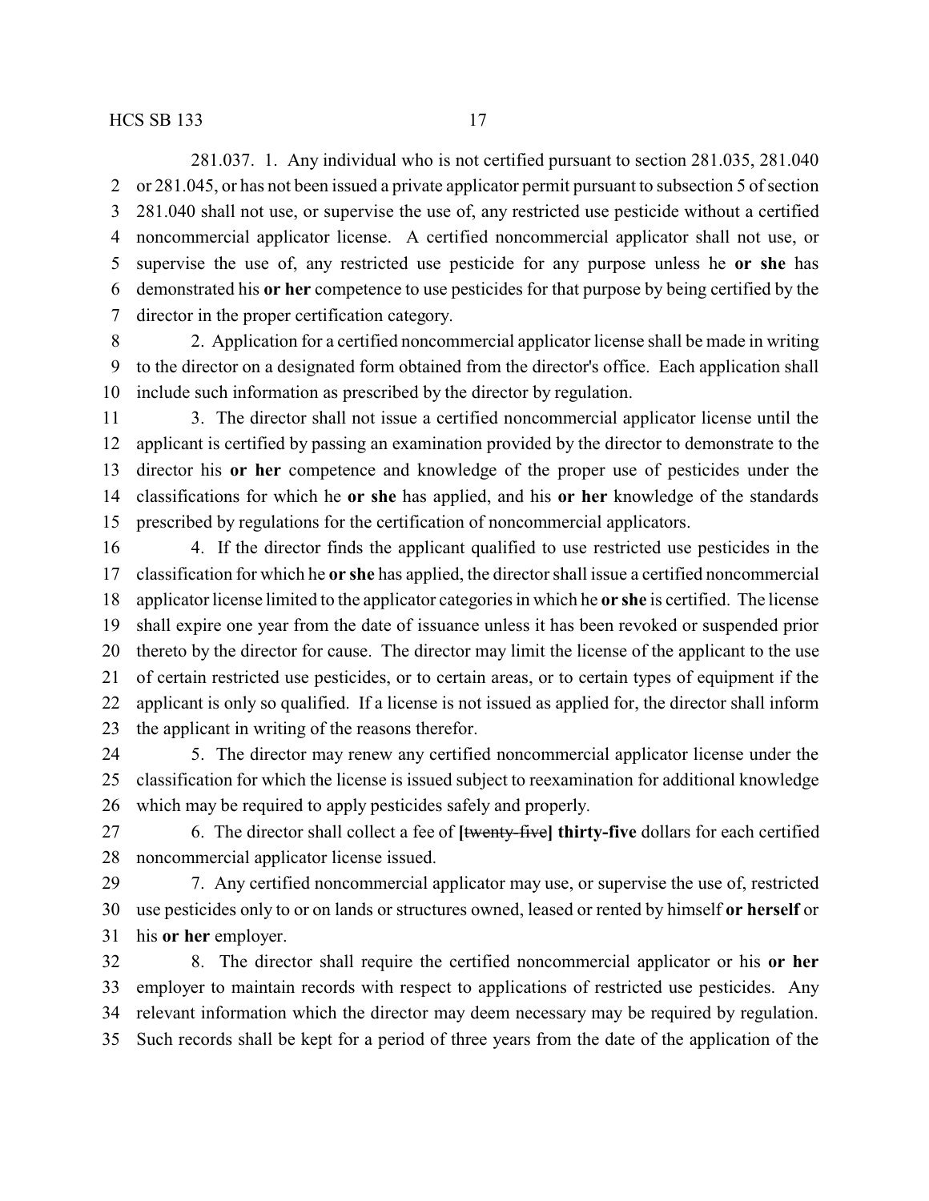281.037. 1. Any individual who is not certified pursuant to section 281.035, 281.040 or 281.045, or has not been issued a private applicator permit pursuant to subsection 5 of section 281.040 shall not use, or supervise the use of, any restricted use pesticide without a certified noncommercial applicator license. A certified noncommercial applicator shall not use, or supervise the use of, any restricted use pesticide for any purpose unless he **or she** has demonstrated his **or her** competence to use pesticides for that purpose by being certified by the director in the proper certification category.

2. Application for a certified noncommercial applicator license shall be made in writing to the director on a designated form obtained from the director's office. Each application shall include such information as prescribed by the director by regulation.

3. The director shall not issue a certified noncommercial applicator license until the applicant is certified by passing an examination provided by the director to demonstrate to the director his **or her** competence and knowledge of the proper use of pesticides under the classifications for which he **or she** has applied, and his **or her** knowledge of the standards prescribed by regulations for the certification of noncommercial applicators.

4. If the director finds the applicant qualified to use restricted use pesticides in the classification for which he **or she** has applied, the director shall issue a certified noncommercial applicator license limited to the applicator categories in which he **or she** is certified. The license shall expire one year from the date of issuance unless it has been revoked or suspended prior thereto by the director for cause. The director may limit the license of the applicant to the use of certain restricted use pesticides, or to certain areas, or to certain types of equipment if the applicant is only so qualified. If a license is not issued as applied for, the director shall inform the applicant in writing of the reasons therefor.

5. The director may renew any certified noncommercial applicator license under the classification for which the license is issued subject to reexamination for additional knowledge which may be required to apply pesticides safely and properly.

6. The director shall collect a fee of **[**~~twenty-five~~**] thirty-five** dollars for each certified noncommercial applicator license issued.

7. Any certified noncommercial applicator may use, or supervise the use of, restricted use pesticides only to or on lands or structures owned, leased or rented by himself **or herself** or his **or her** employer.

8. The director shall require the certified noncommercial applicator or his **or her** employer to maintain records with respect to applications of restricted use pesticides. Any relevant information which the director may deem necessary may be required by regulation. Such records shall be kept for a period of three years from the date of the application of the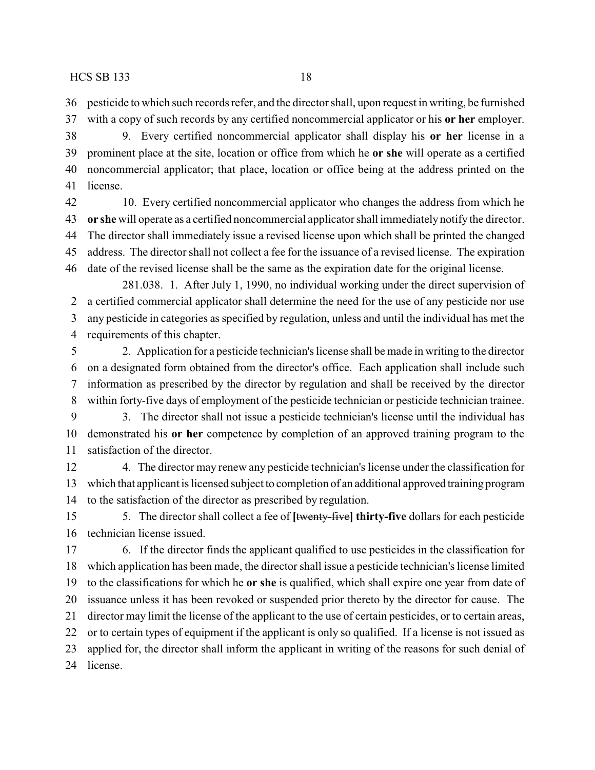pesticide to which such records refer, and the director shall, upon request in writing, be furnished with a copy of such records by any certified noncommercial applicator or his **or her** employer.

9. Every certified noncommercial applicator shall display his **or her** license in a prominent place at the site, location or office from which he **or she** will operate as a certified noncommercial applicator; that place, location or office being at the address printed on the license.

10. Every certified noncommercial applicator who changes the address from which he **or she** will operate as a certified noncommercial applicator shall immediately notify the director. The director shall immediately issue a revised license upon which shall be printed the changed address. The director shall not collect a fee for the issuance of a revised license. The expiration date of the revised license shall be the same as the expiration date for the original license.

281.038. 1. After July 1, 1990, no individual working under the direct supervision of a certified commercial applicator shall determine the need for the use of any pesticide nor use any pesticide in categories as specified by regulation, unless and until the individual has met the requirements of this chapter.

2. Application for a pesticide technician's license shall be made in writing to the director on a designated form obtained from the director's office. Each application shall include such information as prescribed by the director by regulation and shall be received by the director within forty-five days of employment of the pesticide technician or pesticide technician trainee.

3. The director shall not issue a pesticide technician's license until the individual has demonstrated his **or her** competence by completion of an approved training program to the satisfaction of the director.

4. The director may renew any pesticide technician's license under the classification for which that applicant is licensed subject to completion of an additional approved training program to the satisfaction of the director as prescribed by regulation.

5. The director shall collect a fee of **[**~~twenty-five~~**] thirty-five** dollars for each pesticide technician license issued.

6. If the director finds the applicant qualified to use pesticides in the classification for which application has been made, the director shall issue a pesticide technician's license limited to the classifications for which he **or she** is qualified, which shall expire one year from date of issuance unless it has been revoked or suspended prior thereto by the director for cause. The director may limit the license of the applicant to the use of certain pesticides, or to certain areas, or to certain types of equipment if the applicant is only so qualified. If a license is not issued as applied for, the director shall inform the applicant in writing of the reasons for such denial of license.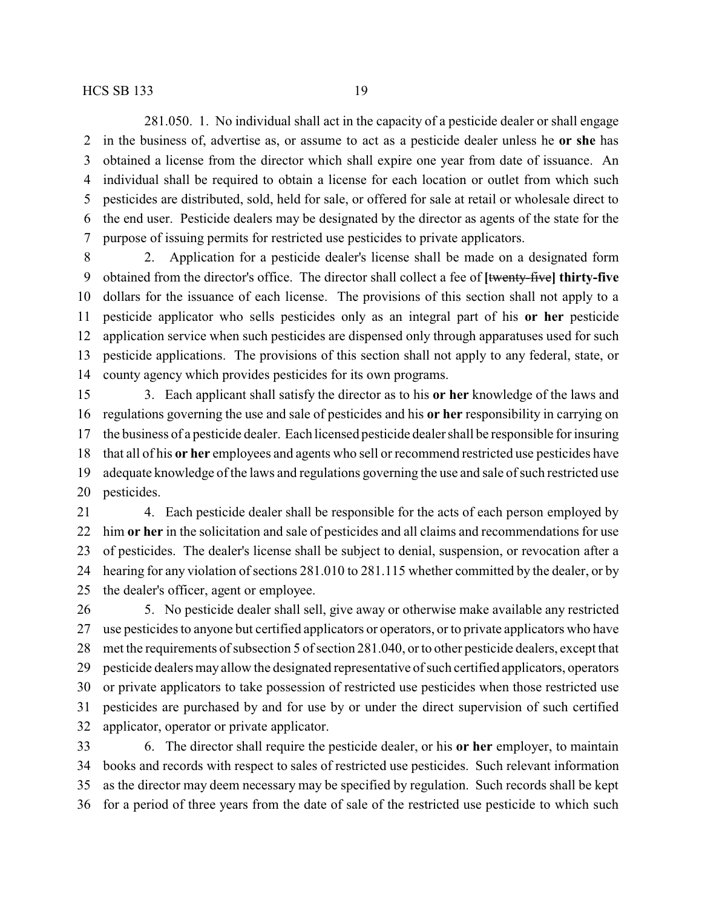281.050. 1. No individual shall act in the capacity of a pesticide dealer or shall engage in the business of, advertise as, or assume to act as a pesticide dealer unless he **or she** has obtained a license from the director which shall expire one year from date of issuance. An individual shall be required to obtain a license for each location or outlet from which such pesticides are distributed, sold, held for sale, or offered for sale at retail or wholesale direct to the end user. Pesticide dealers may be designated by the director as agents of the state for the purpose of issuing permits for restricted use pesticides to private applicators.

2. Application for a pesticide dealer's license shall be made on a designated form obtained from the director's office. The director shall collect a fee of **[**~~twenty-five~~**] thirty-five** dollars for the issuance of each license. The provisions of this section shall not apply to a pesticide applicator who sells pesticides only as an integral part of his **or her** pesticide application service when such pesticides are dispensed only through apparatuses used for such pesticide applications. The provisions of this section shall not apply to any federal, state, or county agency which provides pesticides for its own programs.

3. Each applicant shall satisfy the director as to his **or her** knowledge of the laws and regulations governing the use and sale of pesticides and his **or her** responsibility in carrying on the business of a pesticide dealer. Each licensed pesticide dealer shall be responsible for insuring that all of his **or her** employees and agents who sell or recommend restricted use pesticides have adequate knowledge of the laws and regulations governing the use and sale of such restricted use pesticides.

4. Each pesticide dealer shall be responsible for the acts of each person employed by him **or her** in the solicitation and sale of pesticides and all claims and recommendations for use of pesticides. The dealer's license shall be subject to denial, suspension, or revocation after a hearing for any violation of sections 281.010 to 281.115 whether committed by the dealer, or by the dealer's officer, agent or employee.

5. No pesticide dealer shall sell, give away or otherwise make available any restricted use pesticides to anyone but certified applicators or operators, or to private applicators who have met the requirements of subsection 5 of section 281.040, or to other pesticide dealers, except that pesticide dealers may allow the designated representative of such certified applicators, operators or private applicators to take possession of restricted use pesticides when those restricted use pesticides are purchased by and for use by or under the direct supervision of such certified applicator, operator or private applicator.

6. The director shall require the pesticide dealer, or his **or her** employer, to maintain books and records with respect to sales of restricted use pesticides. Such relevant information as the director may deem necessary may be specified by regulation. Such records shall be kept for a period of three years from the date of sale of the restricted use pesticide to which such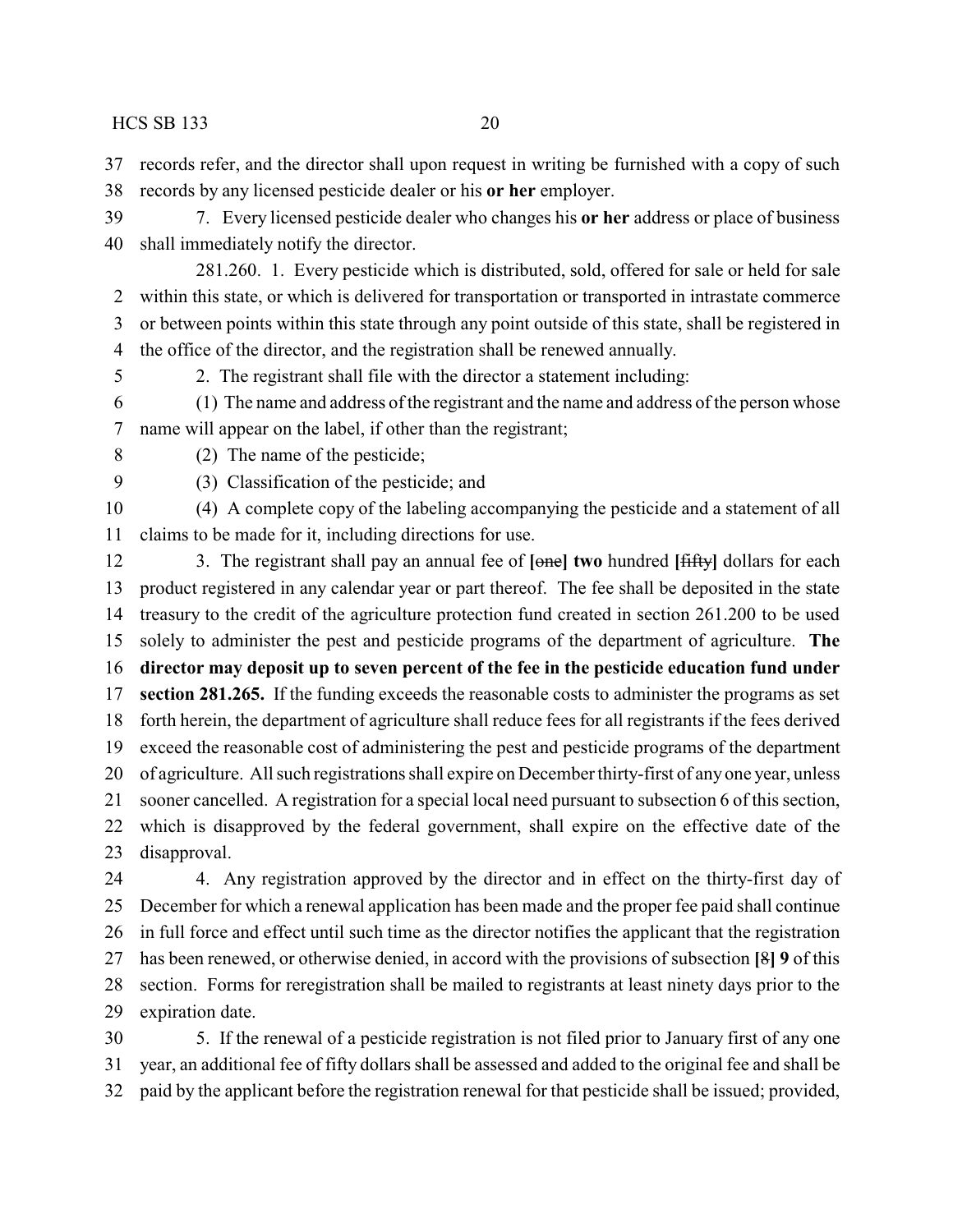records refer, and the director shall upon request in writing be furnished with a copy of such records by any licensed pesticide dealer or his **or her** employer.

7. Every licensed pesticide dealer who changes his **or her** address or place of business shall immediately notify the director.

281.260. 1. Every pesticide which is distributed, sold, offered for sale or held for sale within this state, or which is delivered for transportation or transported in intrastate commerce or between points within this state through any point outside of this state, shall be registered in the office of the director, and the registration shall be renewed annually.

2. The registrant shall file with the director a statement including:

(1) The name and address of the registrant and the name and address of the person whose name will appear on the label, if other than the registrant;

(2) The name of the pesticide;

(3) Classification of the pesticide; and

(4) A complete copy of the labeling accompanying the pesticide and a statement of all claims to be made for it, including directions for use.

3. The registrant shall pay an annual fee of **[**~~one~~**] two** hundred **[**~~fifty~~**]** dollars for each product registered in any calendar year or part thereof. The fee shall be deposited in the state treasury to the credit of the agriculture protection fund created in section 261.200 to be used solely to administer the pest and pesticide programs of the department of agriculture. **The director may deposit up to seven percent of the fee in the pesticide education fund under section 281.265.** If the funding exceeds the reasonable costs to administer the programs as set forth herein, the department of agriculture shall reduce fees for all registrants if the fees derived exceed the reasonable cost of administering the pest and pesticide programs of the department of agriculture. All such registrations shall expire on December thirty-first of any one year, unless sooner cancelled. A registration for a special local need pursuant to subsection 6 of this section, which is disapproved by the federal government, shall expire on the effective date of the disapproval.

4. Any registration approved by the director and in effect on the thirty-first day of December for which a renewal application has been made and the proper fee paid shall continue in full force and effect until such time as the director notifies the applicant that the registration has been renewed, or otherwise denied, in accord with the provisions of subsection **[**~~8~~**] 9** of this section. Forms for reregistration shall be mailed to registrants at least ninety days prior to the expiration date.

5. If the renewal of a pesticide registration is not filed prior to January first of any one year, an additional fee of fifty dollars shall be assessed and added to the original fee and shall be paid by the applicant before the registration renewal for that pesticide shall be issued; provided,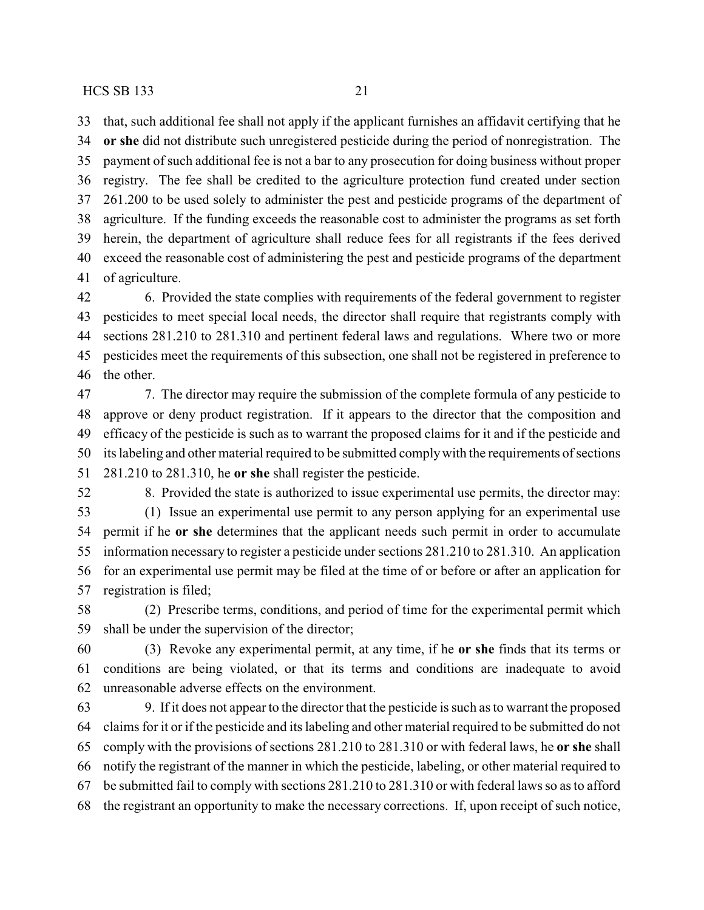that, such additional fee shall not apply if the applicant furnishes an affidavit certifying that he **or she** did not distribute such unregistered pesticide during the period of nonregistration. The payment of such additional fee is not a bar to any prosecution for doing business without proper registry. The fee shall be credited to the agriculture protection fund created under section 261.200 to be used solely to administer the pest and pesticide programs of the department of agriculture. If the funding exceeds the reasonable cost to administer the programs as set forth herein, the department of agriculture shall reduce fees for all registrants if the fees derived exceed the reasonable cost of administering the pest and pesticide programs of the department of agriculture.

6. Provided the state complies with requirements of the federal government to register pesticides to meet special local needs, the director shall require that registrants comply with sections 281.210 to 281.310 and pertinent federal laws and regulations. Where two or more pesticides meet the requirements of this subsection, one shall not be registered in preference to the other.

7. The director may require the submission of the complete formula of any pesticide to approve or deny product registration. If it appears to the director that the composition and efficacy of the pesticide is such as to warrant the proposed claims for it and if the pesticide and its labeling and other material required to be submitted comply with the requirements of sections 281.210 to 281.310, he **or she** shall register the pesticide.

8. Provided the state is authorized to issue experimental use permits, the director may:

(1) Issue an experimental use permit to any person applying for an experimental use permit if he **or she** determines that the applicant needs such permit in order to accumulate information necessary to register a pesticide under sections 281.210 to 281.310. An application for an experimental use permit may be filed at the time of or before or after an application for registration is filed;

(2) Prescribe terms, conditions, and period of time for the experimental permit which shall be under the supervision of the director;

(3) Revoke any experimental permit, at any time, if he **or she** finds that its terms or conditions are being violated, or that its terms and conditions are inadequate to avoid unreasonable adverse effects on the environment.

9. If it does not appear to the director that the pesticide is such as to warrant the proposed claims for it or if the pesticide and its labeling and other material required to be submitted do not comply with the provisions of sections 281.210 to 281.310 or with federal laws, he **or she** shall notify the registrant of the manner in which the pesticide, labeling, or other material required to be submitted fail to comply with sections 281.210 to 281.310 or with federal laws so as to afford the registrant an opportunity to make the necessary corrections. If, upon receipt of such notice,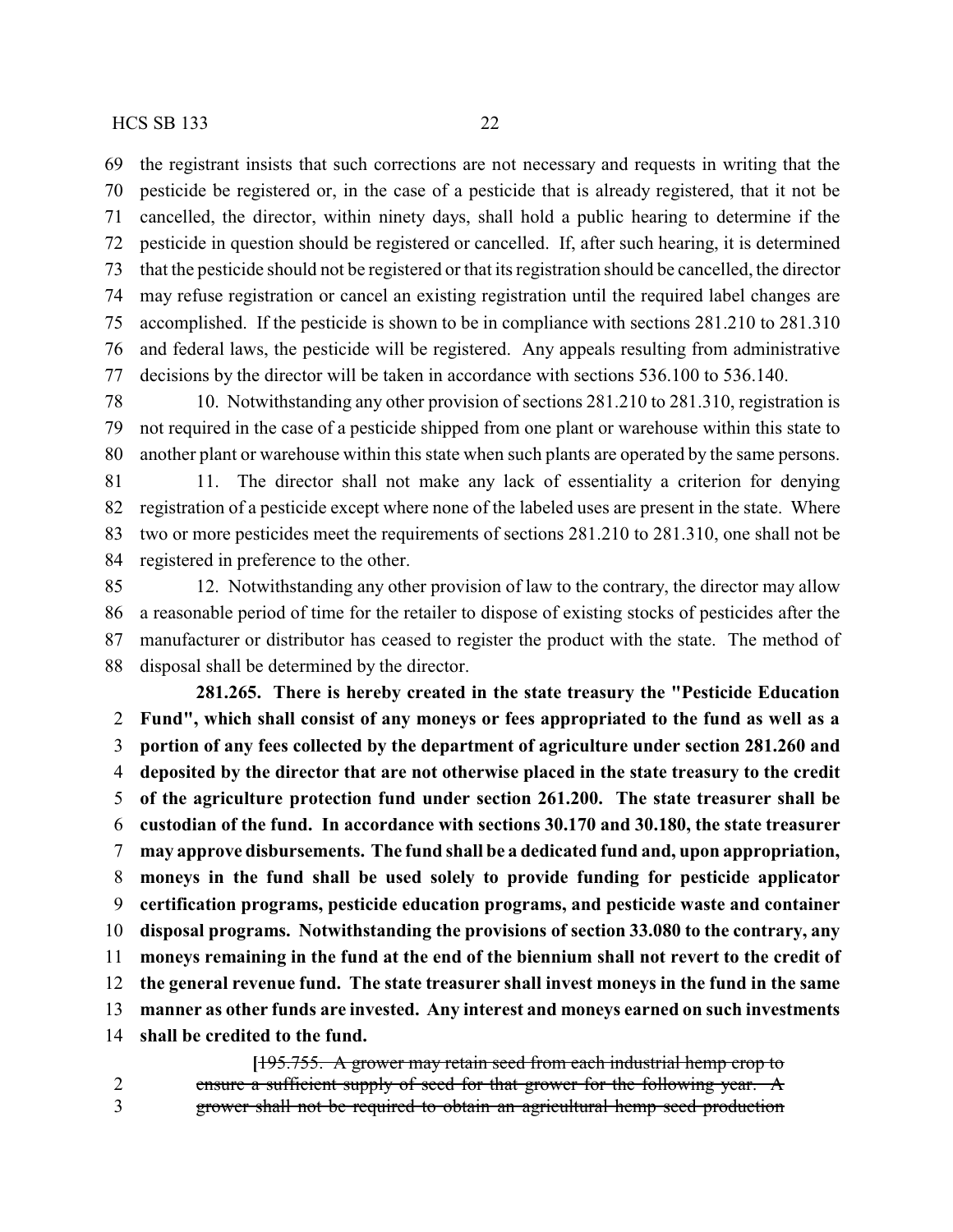the registrant insists that such corrections are not necessary and requests in writing that the pesticide be registered or, in the case of a pesticide that is already registered, that it not be cancelled, the director, within ninety days, shall hold a public hearing to determine if the pesticide in question should be registered or cancelled. If, after such hearing, it is determined that the pesticide should not be registered or that its registration should be cancelled, the director may refuse registration or cancel an existing registration until the required label changes are accomplished. If the pesticide is shown to be in compliance with sections 281.210 to 281.310 and federal laws, the pesticide will be registered. Any appeals resulting from administrative decisions by the director will be taken in accordance with sections 536.100 to 536.140.

10. Notwithstanding any other provision of sections 281.210 to 281.310, registration is not required in the case of a pesticide shipped from one plant or warehouse within this state to another plant or warehouse within this state when such plants are operated by the same persons.

11. The director shall not make any lack of essentiality a criterion for denying registration of a pesticide except where none of the labeled uses are present in the state. Where two or more pesticides meet the requirements of sections 281.210 to 281.310, one shall not be registered in preference to the other.

12. Notwithstanding any other provision of law to the contrary, the director may allow a reasonable period of time for the retailer to dispose of existing stocks of pesticides after the manufacturer or distributor has ceased to register the product with the state. The method of disposal shall be determined by the director.

**281.265. There is hereby created in the state treasury the "Pesticide Education Fund", which shall consist of any moneys or fees appropriated to the fund as well as a portion of any fees collected by the department of agriculture under section 281.260 and deposited by the director that are not otherwise placed in the state treasury to the credit of the agriculture protection fund under section 261.200. The state treasurer shall be custodian of the fund. In accordance with sections 30.170 and 30.180, the state treasurer may approve disbursements. The fund shall be a dedicated fund and, upon appropriation, moneys in the fund shall be used solely to provide funding for pesticide applicator certification programs, pesticide education programs, and pesticide waste and container disposal programs. Notwithstanding the provisions of section 33.080 to the contrary, any moneys remaining in the fund at the end of the biennium shall not revert to the credit of the general revenue fund. The state treasurer shall invest moneys in the fund in the same manner as other funds are invested. Any interest and moneys earned on such investments shall be credited to the fund.**

[~~195.755. A grower may retain seed from each industrial hemp crop to ensure a sufficient supply of seed for that grower for the following year. A grower shall not be required to obtain an agricultural hemp seed production~~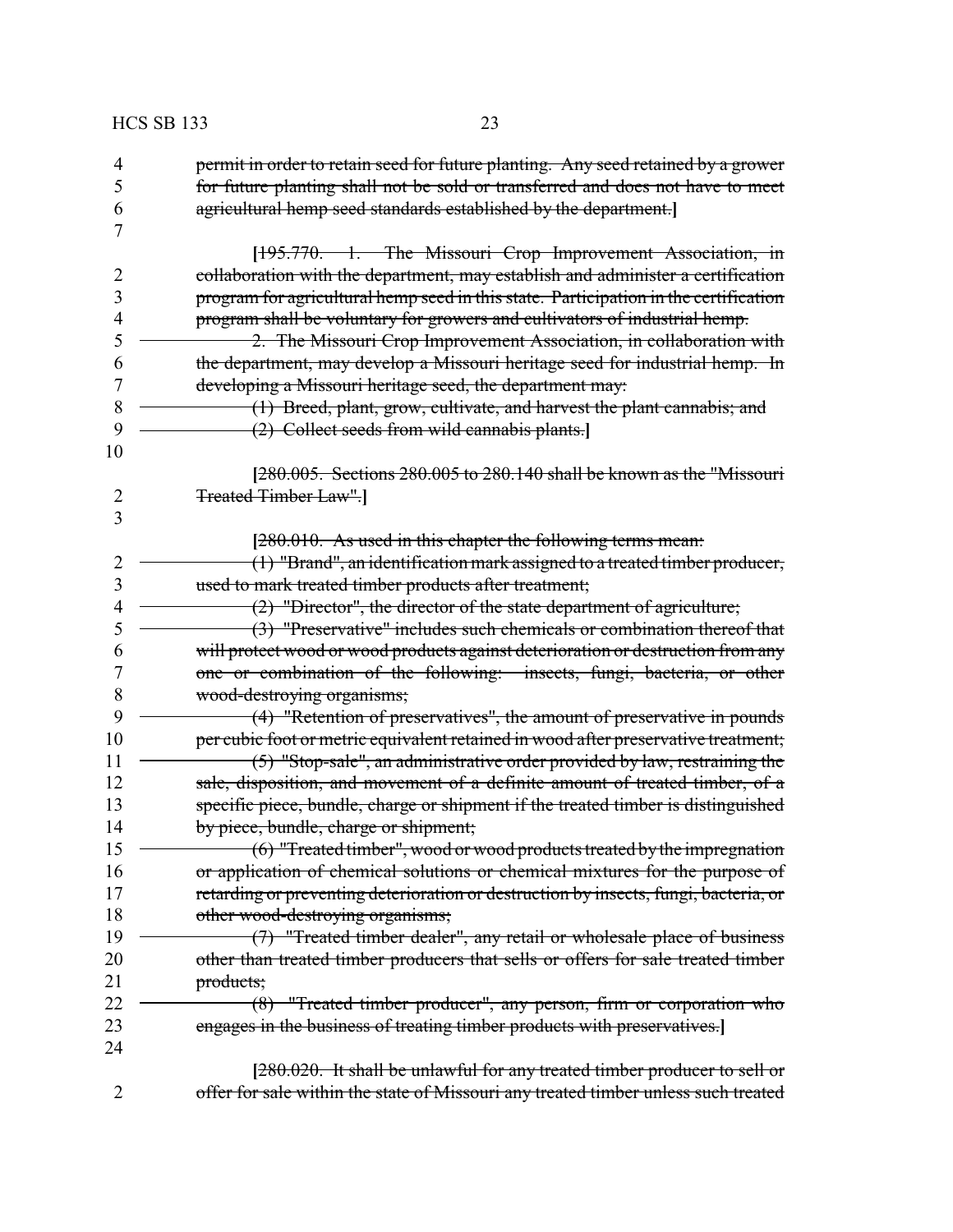permit in order to retain seed for future planting. Any seed retained by a grower for future planting shall not be sold or transferred and does not have to meet agricultural hemp seed standards established by the department.]

[195.770. 1. The Missouri Crop Improvement Association, in collaboration with the department, may establish and administer a certification program for agricultural hemp seed in this state. Participation in the certification program shall be voluntary for growers and cultivators of industrial hemp.

2. The Missouri Crop Improvement Association, in collaboration with the department, may develop a Missouri heritage seed for industrial hemp. In developing a Missouri heritage seed, the department may:

(1) Breed, plant, grow, cultivate, and harvest the plant cannabis; and

(2) Collect seeds from wild cannabis plants.]

[280.005. Sections 280.005 to 280.140 shall be known as the "Missouri Treated Timber Law".]

[280.010. As used in this chapter the following terms mean:

(1) "Brand", an identification mark assigned to a treated timber producer, used to mark treated timber products after treatment;

(2) "Director", the director of the state department of agriculture;

(3) "Preservative" includes such chemicals or combination thereof that will protect wood or wood products against deterioration or destruction from any one or combination of the following: insects, fungi, bacteria, or other wood-destroying organisms;

(4) "Retention of preservatives", the amount of preservative in pounds per cubic foot or metric equivalent retained in wood after preservative treatment;

(5) "Stop-sale", an administrative order provided by law, restraining the sale, disposition, and movement of a definite amount of treated timber, of a specific piece, bundle, charge or shipment if the treated timber is distinguished by piece, bundle, charge or shipment;

(6) "Treated timber", wood or wood products treated by the impregnation or application of chemical solutions or chemical mixtures for the purpose of retarding or preventing deterioration or destruction by insects, fungi, bacteria, or other wood-destroying organisms;

(7) "Treated timber dealer", any retail or wholesale place of business other than treated timber producers that sells or offers for sale treated timber products;

(8) "Treated timber producer", any person, firm or corporation who engages in the business of treating timber products with preservatives.]

[280.020. It shall be unlawful for any treated timber producer to sell or offer for sale within the state of Missouri any treated timber unless such treated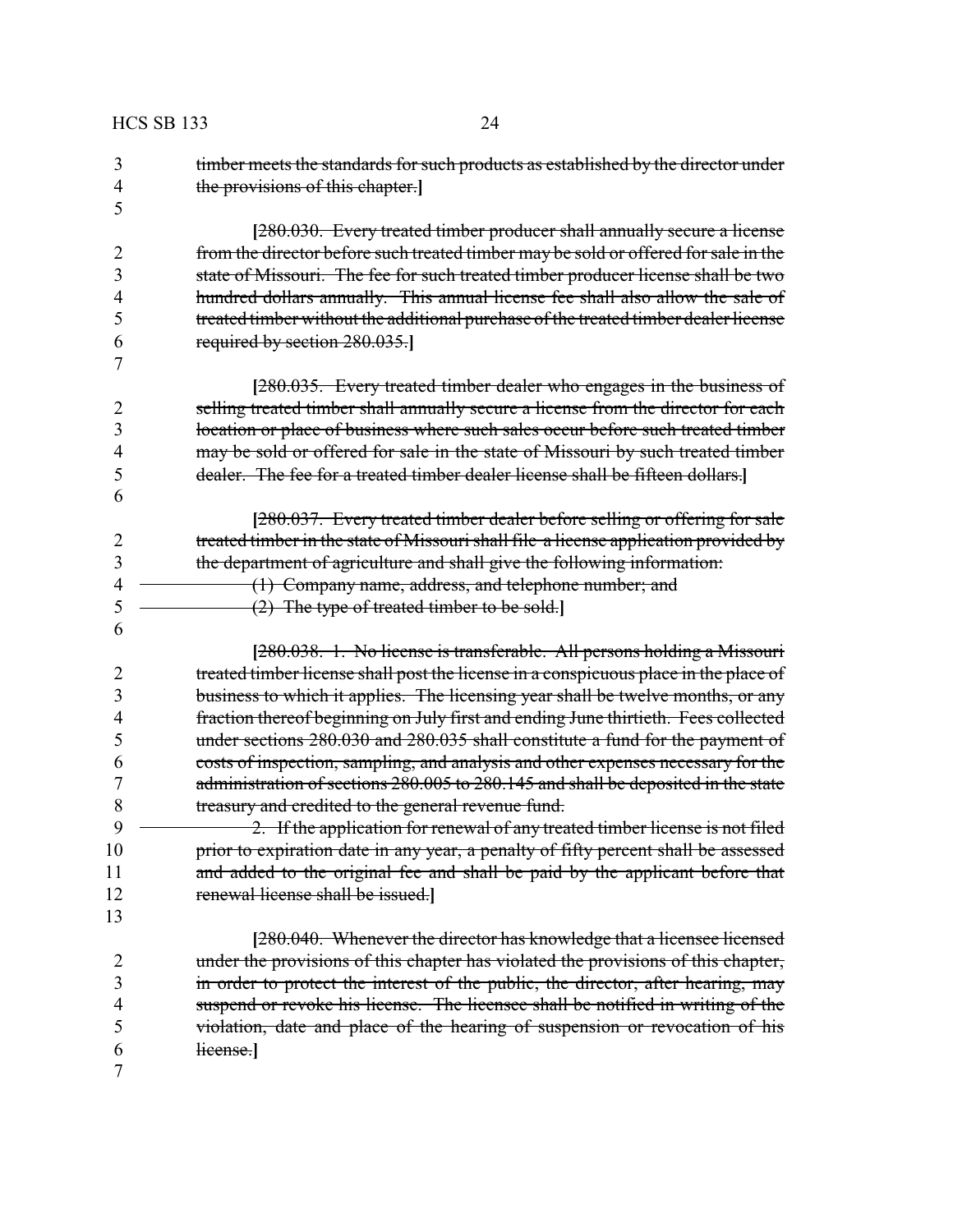timber meets the standards for such products as established by the director under the provisions of this chapter.]

[280.030. Every treated timber producer shall annually secure a license from the director before such treated timber may be sold or offered for sale in the state of Missouri. The fee for such treated timber producer license shall be two hundred dollars annually. This annual license fee shall also allow the sale of treated timber without the additional purchase of the treated timber dealer license required by section 280.035.]

[280.035. Every treated timber dealer who engages in the business of selling treated timber shall annually secure a license from the director for each location or place of business where such sales occur before such treated timber may be sold or offered for sale in the state of Missouri by such treated timber dealer. The fee for a treated timber dealer license shall be fifteen dollars.]

[280.037. Every treated timber dealer before selling or offering for sale treated timber in the state of Missouri shall file a license application provided by the department of agriculture and shall give the following information:

(1) Company name, address, and telephone number; and

(2) The type of treated timber to be sold.]

[280.038. 1. No license is transferable. All persons holding a Missouri treated timber license shall post the license in a conspicuous place in the place of business to which it applies. The licensing year shall be twelve months, or any fraction thereof beginning on July first and ending June thirtieth. Fees collected under sections 280.030 and 280.035 shall constitute a fund for the payment of costs of inspection, sampling, and analysis and other expenses necessary for the administration of sections 280.005 to 280.145 and shall be deposited in the state treasury and credited to the general revenue fund.

2. If the application for renewal of any treated timber license is not filed prior to expiration date in any year, a penalty of fifty percent shall be assessed and added to the original fee and shall be paid by the applicant before that renewal license shall be issued.]

[280.040. Whenever the director has knowledge that a licensee licensed under the provisions of this chapter has violated the provisions of this chapter, in order to protect the interest of the public, the director, after hearing, may suspend or revoke his license. The licensee shall be notified in writing of the violation, date and place of the hearing of suspension or revocation of his license.]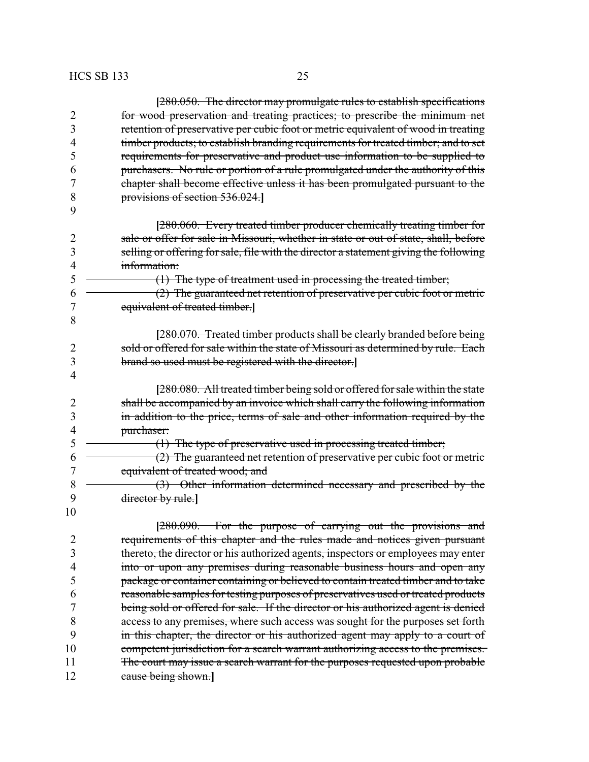[~~280.050. The director may promulgate rules to establish specifications for wood preservation and treating practices; to prescribe the minimum net retention of preservative per cubic foot or metric equivalent of wood in treating timber products; to establish branding requirements for treated timber; and to set requirements for preservative and product use information to be supplied to purchasers. No rule or portion of a rule promulgated under the authority of this chapter shall become effective unless it has been promulgated pursuant to the provisions of section 536.024.~~]

[~~280.060. Every treated timber producer chemically treating timber for sale or offer for sale in Missouri, whether in state or out of state, shall, before selling or offering for sale, file with the director a statement giving the following information:~~

~~(1) The type of treatment used in processing the treated timber;~~

~~(2) The guaranteed net retention of preservative per cubic foot or metric equivalent of treated timber.~~]

[~~280.070. Treated timber products shall be clearly branded before being sold or offered for sale within the state of Missouri as determined by rule. Each brand so used must be registered with the director.~~]

[~~280.080. All treated timber being sold or offered for sale within the state shall be accompanied by an invoice which shall carry the following information in addition to the price, terms of sale and other information required by the purchaser:~~

~~(1) The type of preservative used in processing treated timber;~~

~~(2) The guaranteed net retention of preservative per cubic foot or metric equivalent of treated wood; and~~

~~(3) Other information determined necessary and prescribed by the director by rule.~~]

[~~280.090. For the purpose of carrying out the provisions and requirements of this chapter and the rules made and notices given pursuant thereto, the director or his authorized agents, inspectors or employees may enter into or upon any premises during reasonable business hours and open any package or container containing or believed to contain treated timber and to take reasonable samples for testing purposes of preservatives used or treated products being sold or offered for sale. If the director or his authorized agent is denied access to any premises, where such access was sought for the purposes set forth in this chapter, the director or his authorized agent may apply to a court of competent jurisdiction for a search warrant authorizing access to the premises. The court may issue a search warrant for the purposes requested upon probable cause being shown.~~]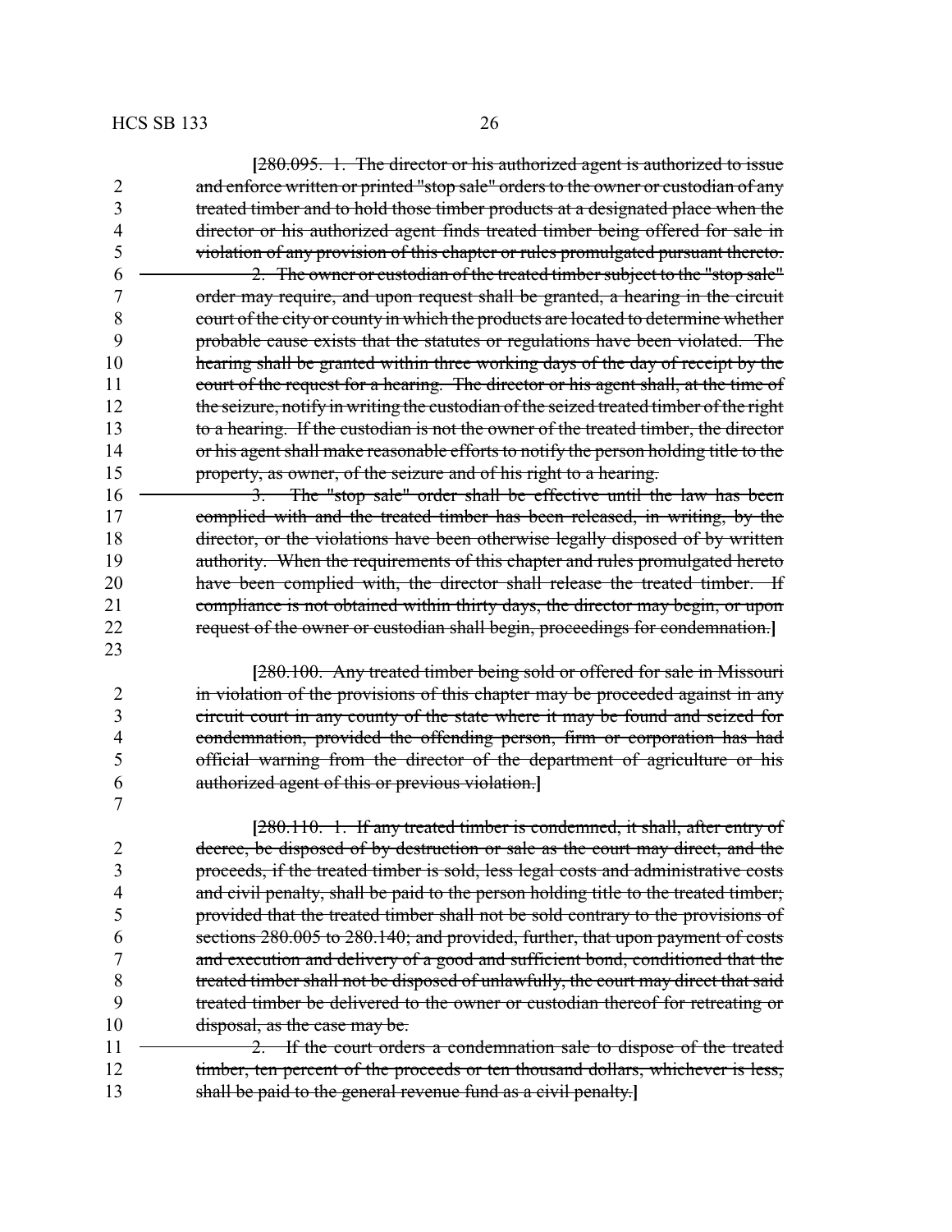[~~280.095. 1. The director or his authorized agent is authorized to issue and enforce written or printed "stop sale" orders to the owner or custodian of any treated timber and to hold those timber products at a designated place when the director or his authorized agent finds treated timber being offered for sale in violation of any provision of this chapter or rules promulgated pursuant thereto.~~

~~2. The owner or custodian of the treated timber subject to the "stop sale" order may require, and upon request shall be granted, a hearing in the circuit court of the city or county in which the products are located to determine whether probable cause exists that the statutes or regulations have been violated. The hearing shall be granted within three working days of the day of receipt by the court of the request for a hearing. The director or his agent shall, at the time of the seizure, notify in writing the custodian of the seized treated timber of the right to a hearing. If the custodian is not the owner of the treated timber, the director or his agent shall make reasonable efforts to notify the person holding title to the property, as owner, of the seizure and of his right to a hearing.~~

~~3. The "stop sale" order shall be effective until the law has been complied with and the treated timber has been released, in writing, by the director, or the violations have been otherwise legally disposed of by written authority. When the requirements of this chapter and rules promulgated hereto have been complied with, the director shall release the treated timber. If compliance is not obtained within thirty days, the director may begin, or upon request of the owner or custodian shall begin, proceedings for condemnation.~~]

[~~280.100. Any treated timber being sold or offered for sale in Missouri in violation of the provisions of this chapter may be proceeded against in any circuit court in any county of the state where it may be found and seized for condemnation, provided the offending person, firm or corporation has had official warning from the director of the department of agriculture or his authorized agent of this or previous violation.~~]

[~~280.110. 1. If any treated timber is condemned, it shall, after entry of decree, be disposed of by destruction or sale as the court may direct, and the proceeds, if the treated timber is sold, less legal costs and administrative costs and civil penalty, shall be paid to the person holding title to the treated timber; provided that the treated timber shall not be sold contrary to the provisions of sections 280.005 to 280.140; and provided, further, that upon payment of costs and execution and delivery of a good and sufficient bond, conditioned that the treated timber shall not be disposed of unlawfully, the court may direct that said treated timber be delivered to the owner or custodian thereof for retreating or disposal, as the case may be.~~

~~2. If the court orders a condemnation sale to dispose of the treated timber, ten percent of the proceeds or ten thousand dollars, whichever is less, shall be paid to the general revenue fund as a civil penalty.~~]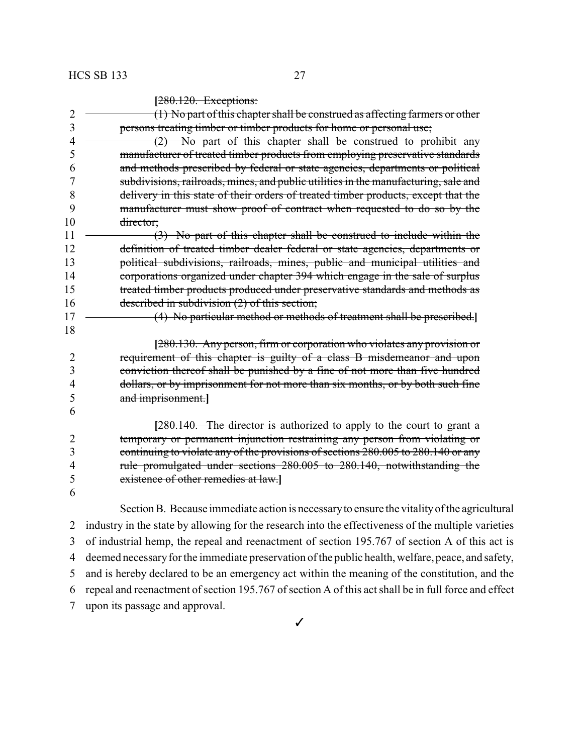[~~280.120. Exceptions:~~

~~(1) No part of this chapter shall be construed as affecting farmers or other persons treating timber or timber products for home or personal use;~~

~~(2) No part of this chapter shall be construed to prohibit any manufacturer of treated timber products from employing preservative standards and methods prescribed by federal or state agencies, departments or political subdivisions, railroads, mines, and public utilities in the manufacturing, sale and delivery in this state of their orders of treated timber products, except that the manufacturer must show proof of contract when requested to do so by the director;~~

~~(3) No part of this chapter shall be construed to include within the definition of treated timber dealer federal or state agencies, departments or political subdivisions, railroads, mines, public and municipal utilities and corporations organized under chapter 394 which engage in the sale of surplus treated timber products produced under preservative standards and methods as described in subdivision (2) of this section;~~

~~(4) No particular method or methods of treatment shall be prescribed.~~]

[~~280.130. Any person, firm or corporation who violates any provision or requirement of this chapter is guilty of a class B misdemeanor and upon conviction thereof shall be punished by a fine of not more than five hundred dollars, or by imprisonment for not more than six months, or by both such fine and imprisonment.~~]

[~~280.140. The director is authorized to apply to the court to grant a temporary or permanent injunction restraining any person from violating or continuing to violate any of the provisions of sections 280.005 to 280.140 or any rule promulgated under sections 280.005 to 280.140, notwithstanding the existence of other remedies at law.~~]

Section B. Because immediate action is necessary to ensure the vitality of the agricultural industry in the state by allowing for the research into the effectiveness of the multiple varieties of industrial hemp, the repeal and reenactment of section 195.767 of section A of this act is deemed necessary for the immediate preservation of the public health, welfare, peace, and safety, and is hereby declared to be an emergency act within the meaning of the constitution, and the repeal and reenactment of section 195.767 of section A of this act shall be in full force and effect upon its passage and approval.

✓